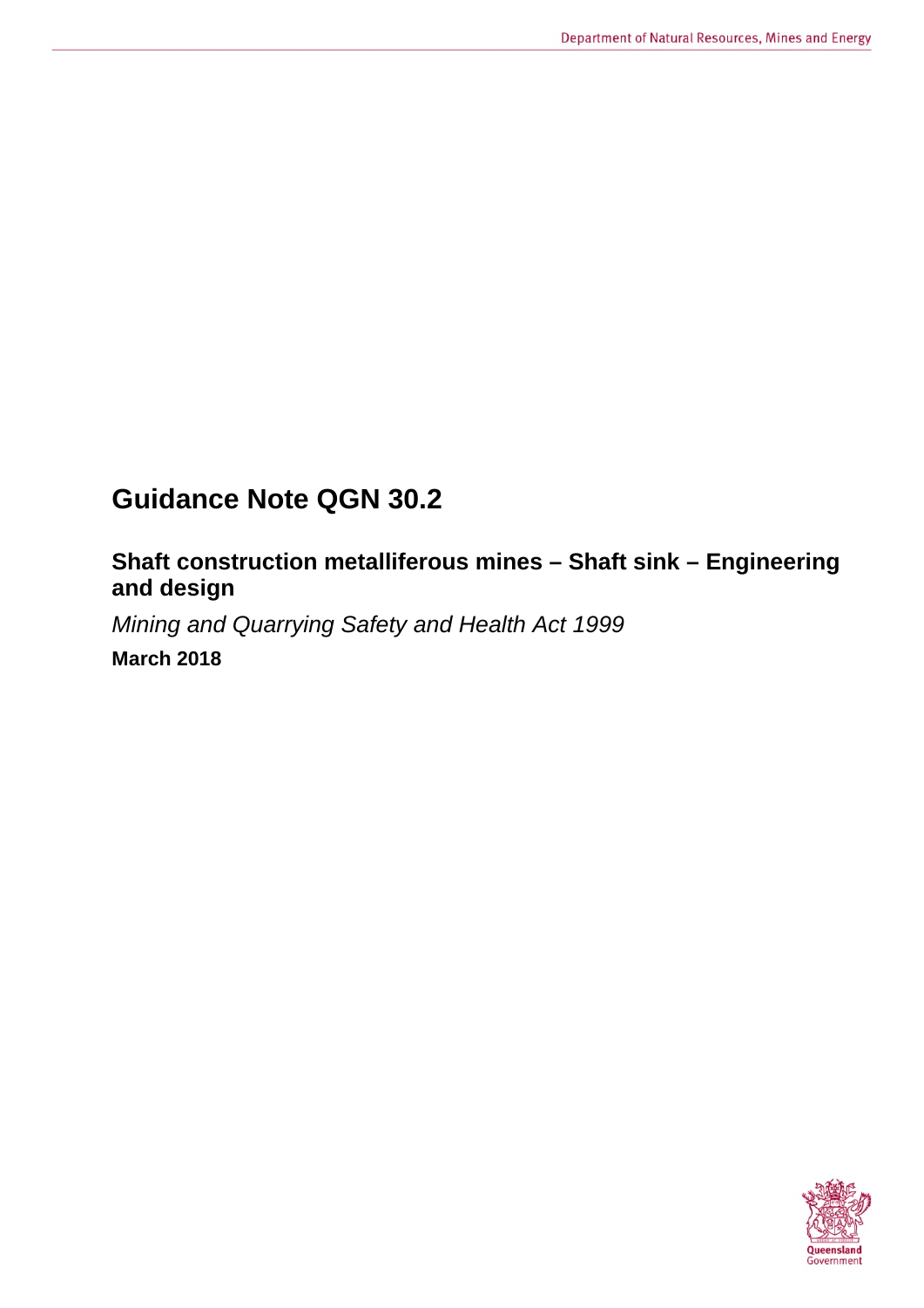# Guidance Note QGN 30.2

## Shaft construction metalliferous mines – Shaft sink – Engineering and design

*Mining and Quarrying Safety and Health Act 1999*

**March 2018**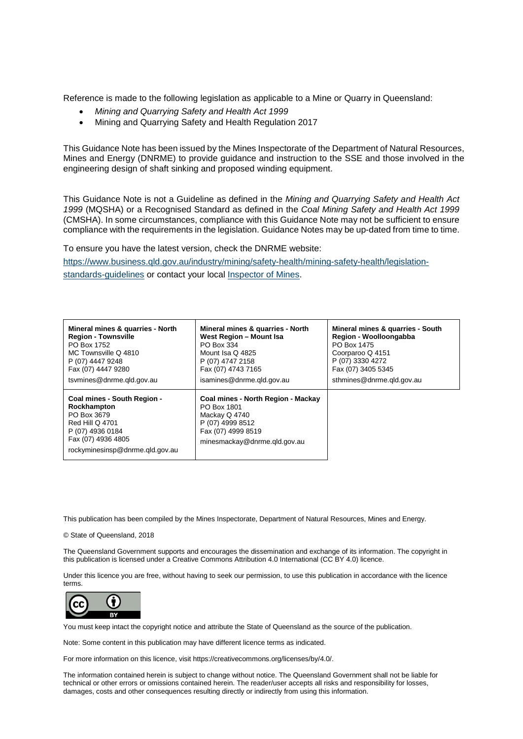Reference is made to the following legislation as applicable to a Mine or Quarry in Queensland:

- *Mining and Quarrying Safety and Health Act 1999*
- Mining and Quarrying Safety and Health Regulation 2017

This Guidance Note has been issued by the Mines Inspectorate of the Department of Natural Resources, Mines and Energy (DNRME) to provide guidance and instruction to the SSE and those involved in the engineering design of shaft sinking and proposed winding equipment.

This Guidance Note is not a Guideline as defined in the *Mining and Quarrying Safety and Health Act 1999* (MQSHA) or a Recognised Standard as defined in the *Coal Mining Safety and Health Act 1999* (CMSHA). In some circumstances, compliance with this Guidance Note may not be sufficient to ensure compliance with the requirements in the legislation. Guidance Notes may be up-dated from time to time.

To ensure you have the latest version, check the DNRME website:

[https://www.business.qld.gov.au/industry/mining/safety-health/mining-safety-health/legislation-standards-guidelines](https://www.business.qld.gov.au/industry/mining/safety-health/mining-safety-health/legislation-standards-guidelines) or contact your local [Inspector of Mines](#).

| | | |
|---|---|---|
| **Mineral mines & quarries - North Region - Townsville**<br>PO Box 1752<br>MC Townsville Q 4810<br>P (07) 4447 9248<br>Fax (07) 4447 9280<br>tsvmines@dnrme.qld.gov.au | **Mineral mines & quarries - North West Region – Mount Isa**<br>PO Box 334<br>Mount Isa Q 4825<br>P (07) 4747 2158<br>Fax (07) 4743 7165<br>isamines@dnrme.qld.gov.au | **Mineral mines & quarries - South Region - Woolloongabba**<br>PO Box 1475<br>Coorparoo Q 4151<br>P (07) 3330 4272<br>Fax (07) 3405 5345<br>sthmines@dnrme.qld.gov.au |
| **Coal mines - South Region - Rockhampton**<br>PO Box 3679<br>Red Hill Q 4701<br>P (07) 4936 0184<br>Fax (07) 4936 4805<br>rockyminesinsp@dnrme.qld.gov.au | **Coal mines - North Region - Mackay**<br>PO Box 1801<br>Mackay Q 4740<br>P (07) 4999 8512<br>Fax (07) 4999 8519<br>minesmackay@dnrme.qld.gov.au | |

This publication has been compiled by the Mines Inspectorate, Department of Natural Resources, Mines and Energy.

© State of Queensland, 2018

The Queensland Government supports and encourages the dissemination and exchange of its information. The copyright in this publication is licensed under a Creative Commons Attribution 4.0 International (CC BY 4.0) licence.

Under this licence you are free, without having to seek our permission, to use this publication in accordance with the licence terms.

You must keep intact the copyright notice and attribute the State of Queensland as the source of the publication.

Note: Some content in this publication may have different licence terms as indicated.

For more information on this licence, visit https://creativecommons.org/licenses/by/4.0/.

The information contained herein is subject to change without notice. The Queensland Government shall not be liable for technical or other errors or omissions contained herein. The reader/user accepts all risks and responsibility for losses, damages, costs and other consequences resulting directly or indirectly from using this information.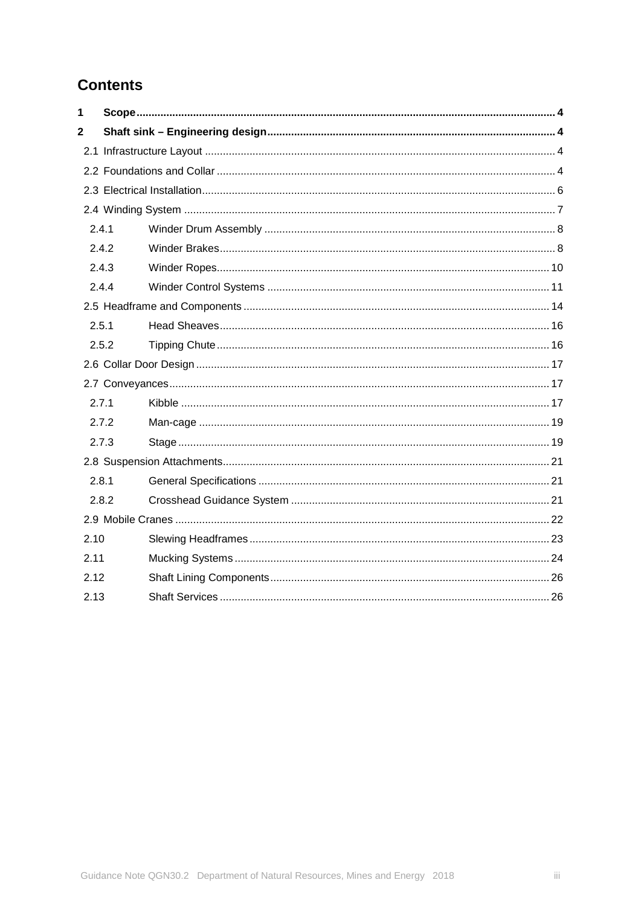# Contents

1 Scope .......... 4

2 Shaft sink – Engineering design .......... 4

2.1 Infrastructure Layout .......... 4

2.2 Foundations and Collar .......... 4

2.3 Electrical Installation .......... 6

2.4 Winding System .......... 7

2.4.1 Winder Drum Assembly .......... 8

2.4.2 Winder Brakes .......... 8

2.4.3 Winder Ropes .......... 10

2.4.4 Winder Control Systems .......... 11

2.5 Headframe and Components .......... 14

2.5.1 Head Sheaves .......... 16

2.5.2 Tipping Chute .......... 16

2.6 Collar Door Design .......... 17

2.7 Conveyances .......... 17

2.7.1 Kibble .......... 17

2.7.2 Man-cage .......... 19

2.7.3 Stage .......... 19

2.8 Suspension Attachments .......... 21

2.8.1 General Specifications .......... 21

2.8.2 Crosshead Guidance System .......... 21

2.9 Mobile Cranes .......... 22

2.10 Slewing Headframes .......... 23

2.11 Mucking Systems .......... 24

2.12 Shaft Lining Components .......... 26

2.13 Shaft Services .......... 26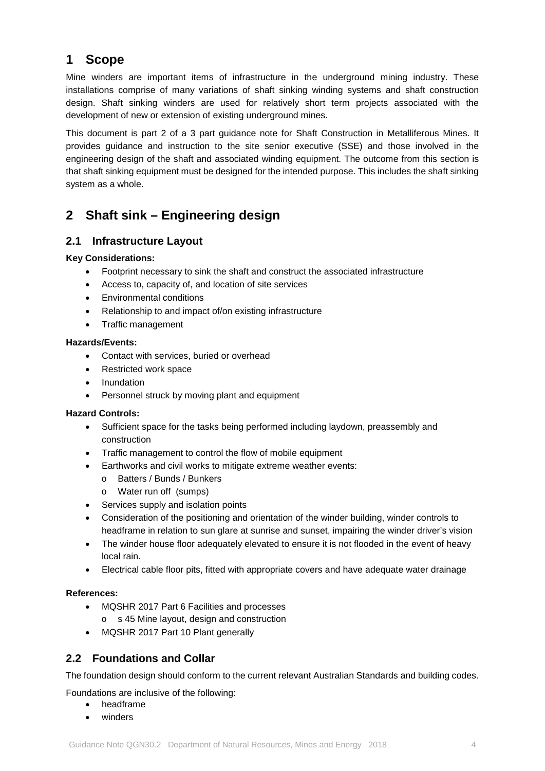# 1 Scope

Mine winders are important items of infrastructure in the underground mining industry. These installations comprise of many variations of shaft sinking winding systems and shaft construction design. Shaft sinking winders are used for relatively short term projects associated with the development of new or extension of existing underground mines.

This document is part 2 of a 3 part guidance note for Shaft Construction in Metalliferous Mines. It provides guidance and instruction to the site senior executive (SSE) and those involved in the engineering design of the shaft and associated winding equipment. The outcome from this section is that shaft sinking equipment must be designed for the intended purpose. This includes the shaft sinking system as a whole.

# 2 Shaft sink – Engineering design

## 2.1 Infrastructure Layout

**Key Considerations:**

- Footprint necessary to sink the shaft and construct the associated infrastructure
- Access to, capacity of, and location of site services
- Environmental conditions
- Relationship to and impact of/on existing infrastructure
- Traffic management

**Hazards/Events:**

- Contact with services, buried or overhead
- Restricted work space
- Inundation
- Personnel struck by moving plant and equipment

**Hazard Controls:**

- Sufficient space for the tasks being performed including laydown, preassembly and construction
- Traffic management to control the flow of mobile equipment
- Earthworks and civil works to mitigate extreme weather events:
  - Batters / Bunds / Bunkers
  - Water run off (sumps)
- Services supply and isolation points
- Consideration of the positioning and orientation of the winder building, winder controls to headframe in relation to sun glare at sunrise and sunset, impairing the winder driver's vision
- The winder house floor adequately elevated to ensure it is not flooded in the event of heavy local rain.
- Electrical cable floor pits, fitted with appropriate covers and have adequate water drainage

**References:**

- MQSHR 2017 Part 6 Facilities and processes
  - s 45 Mine layout, design and construction
- MQSHR 2017 Part 10 Plant generally

## 2.2 Foundations and Collar

The foundation design should conform to the current relevant Australian Standards and building codes.

Foundations are inclusive of the following:

- headframe
- winders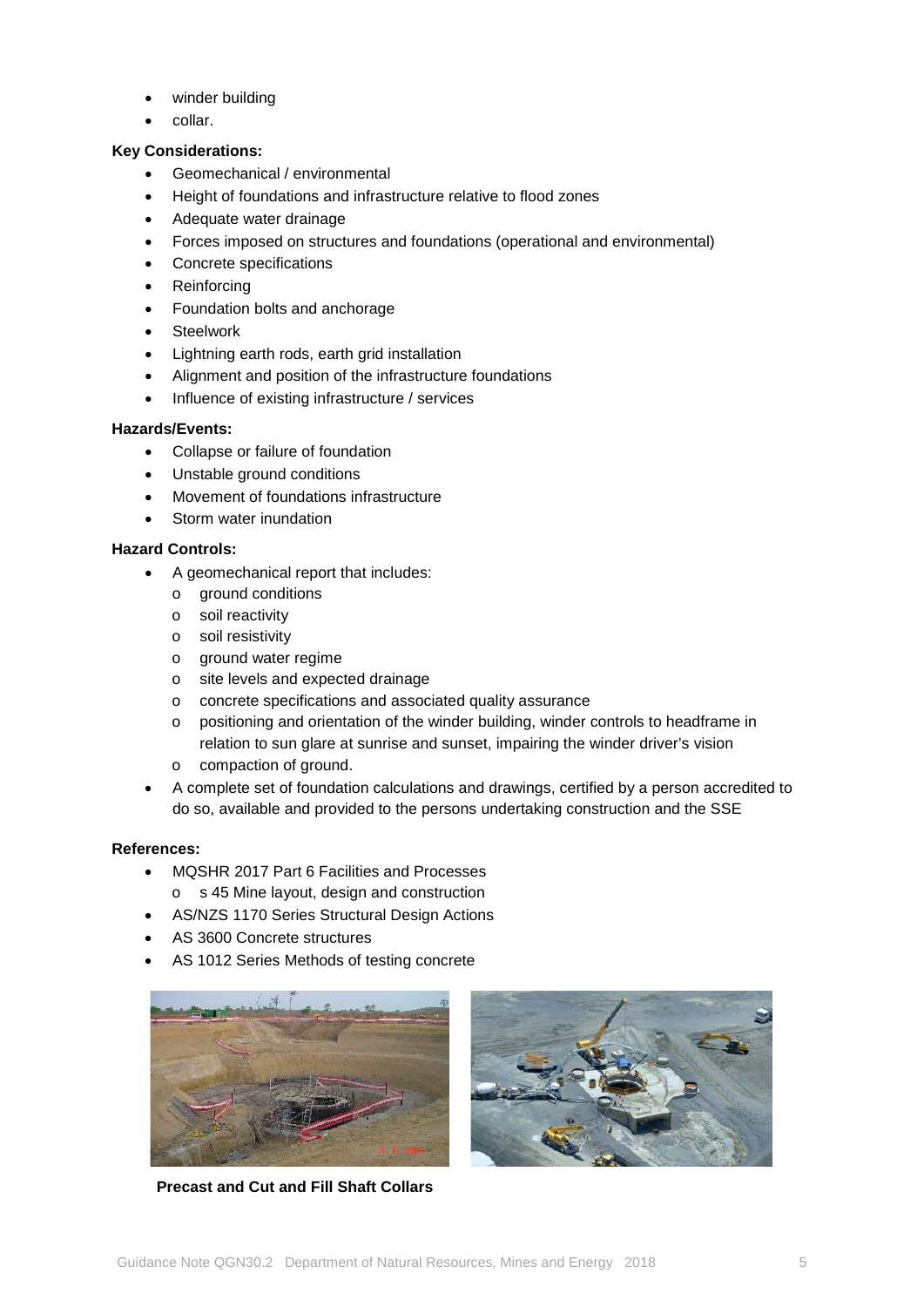- winder building
- collar.

**Key Considerations:**

- Geomechanical / environmental
- Height of foundations and infrastructure relative to flood zones
- Adequate water drainage
- Forces imposed on structures and foundations (operational and environmental)
- Concrete specifications
- Reinforcing
- Foundation bolts and anchorage
- Steelwork
- Lightning earth rods, earth grid installation
- Alignment and position of the infrastructure foundations
- Influence of existing infrastructure / services

**Hazards/Events:**

- Collapse or failure of foundation
- Unstable ground conditions
- Movement of foundations infrastructure
- Storm water inundation

**Hazard Controls:**

- A geomechanical report that includes:
  - ground conditions
  - soil reactivity
  - soil resistivity
  - ground water regime
  - site levels and expected drainage
  - concrete specifications and associated quality assurance
  - positioning and orientation of the winder building, winder controls to headframe in relation to sun glare at sunrise and sunset, impairing the winder driver's vision
  - compaction of ground.
- A complete set of foundation calculations and drawings, certified by a person accredited to do so, available and provided to the persons undertaking construction and the SSE

**References:**

- MQSHR 2017 Part 6 Facilities and Processes
  - s 45 Mine layout, design and construction
- AS/NZS 1170 Series Structural Design Actions
- AS 3600 Concrete structures
- AS 1012 Series Methods of testing concrete

**Precast and Cut and Fill Shaft Collars**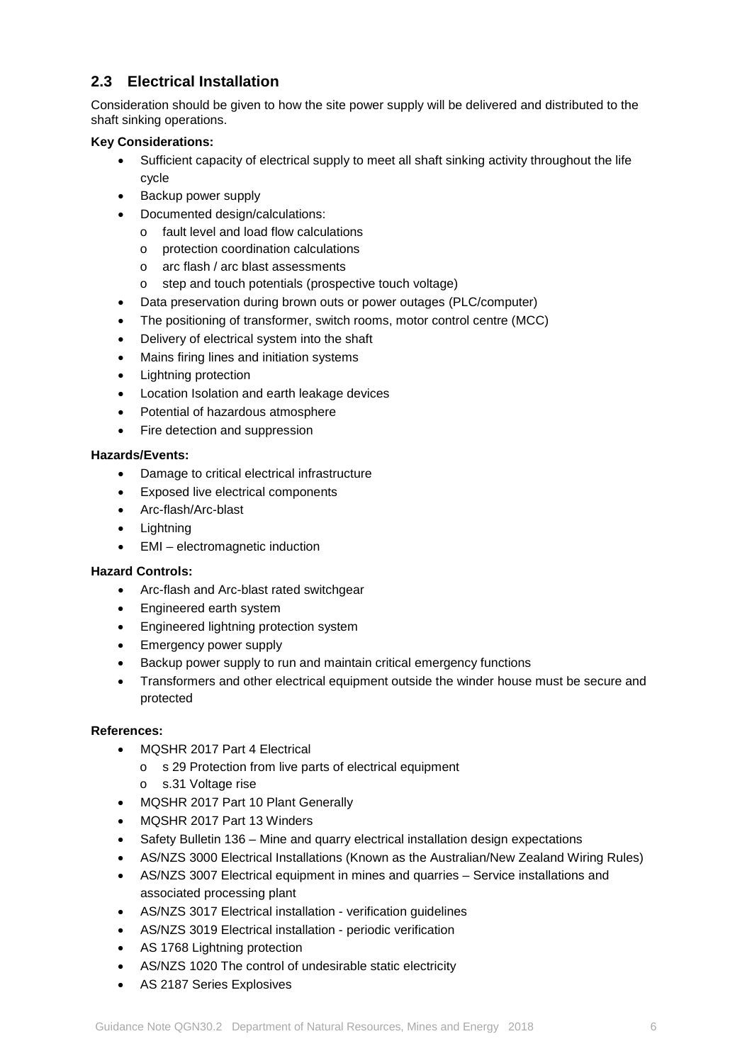## 2.3 Electrical Installation

Consideration should be given to how the site power supply will be delivered and distributed to the shaft sinking operations.

**Key Considerations:**

- Sufficient capacity of electrical supply to meet all shaft sinking activity throughout the life cycle
- Backup power supply
- Documented design/calculations:
  - fault level and load flow calculations
  - protection coordination calculations
  - arc flash / arc blast assessments
  - step and touch potentials (prospective touch voltage)
- Data preservation during brown outs or power outages (PLC/computer)
- The positioning of transformer, switch rooms, motor control centre (MCC)
- Delivery of electrical system into the shaft
- Mains firing lines and initiation systems
- Lightning protection
- Location Isolation and earth leakage devices
- Potential of hazardous atmosphere
- Fire detection and suppression

**Hazards/Events:**

- Damage to critical electrical infrastructure
- Exposed live electrical components
- Arc-flash/Arc-blast
- Lightning
- EMI – electromagnetic induction

**Hazard Controls:**

- Arc-flash and Arc-blast rated switchgear
- Engineered earth system
- Engineered lightning protection system
- Emergency power supply
- Backup power supply to run and maintain critical emergency functions
- Transformers and other electrical equipment outside the winder house must be secure and protected

**References:**

- MQSHR 2017 Part 4 Electrical
  - s 29 Protection from live parts of electrical equipment
  - s.31 Voltage rise
- MQSHR 2017 Part 10 Plant Generally
- MQSHR 2017 Part 13 Winders
- Safety Bulletin 136 – Mine and quarry electrical installation design expectations
- AS/NZS 3000 Electrical Installations (Known as the Australian/New Zealand Wiring Rules)
- AS/NZS 3007 Electrical equipment in mines and quarries – Service installations and associated processing plant
- AS/NZS 3017 Electrical installation - verification guidelines
- AS/NZS 3019 Electrical installation - periodic verification
- AS 1768 Lightning protection
- AS/NZS 1020 The control of undesirable static electricity
- AS 2187 Series Explosives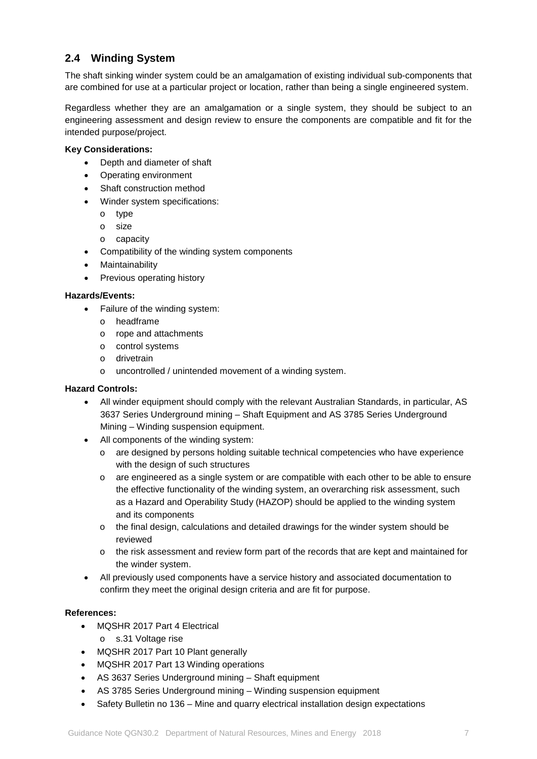## 2.4 Winding System

The shaft sinking winder system could be an amalgamation of existing individual sub-components that are combined for use at a particular project or location, rather than being a single engineered system.

Regardless whether they are an amalgamation or a single system, they should be subject to an engineering assessment and design review to ensure the components are compatible and fit for the intended purpose/project.

**Key Considerations:**

- Depth and diameter of shaft
- Operating environment
- Shaft construction method
- Winder system specifications:
  - type
  - size
  - capacity
- Compatibility of the winding system components
- Maintainability
- Previous operating history

**Hazards/Events:**

- Failure of the winding system:
  - headframe
  - rope and attachments
  - control systems
  - drivetrain
  - uncontrolled / unintended movement of a winding system.

**Hazard Controls:**

- All winder equipment should comply with the relevant Australian Standards, in particular, AS 3637 Series Underground mining – Shaft Equipment and AS 3785 Series Underground Mining – Winding suspension equipment.
- All components of the winding system:
  - are designed by persons holding suitable technical competencies who have experience with the design of such structures
  - are engineered as a single system or are compatible with each other to be able to ensure the effective functionality of the winding system, an overarching risk assessment, such as a Hazard and Operability Study (HAZOP) should be applied to the winding system and its components
  - the final design, calculations and detailed drawings for the winder system should be reviewed
  - the risk assessment and review form part of the records that are kept and maintained for the winder system.
- All previously used components have a service history and associated documentation to confirm they meet the original design criteria and are fit for purpose.

**References:**

- MQSHR 2017 Part 4 Electrical
  - s.31 Voltage rise
- MQSHR 2017 Part 10 Plant generally
- MQSHR 2017 Part 13 Winding operations
- AS 3637 Series Underground mining – Shaft equipment
- AS 3785 Series Underground mining – Winding suspension equipment
- Safety Bulletin no 136 – Mine and quarry electrical installation design expectations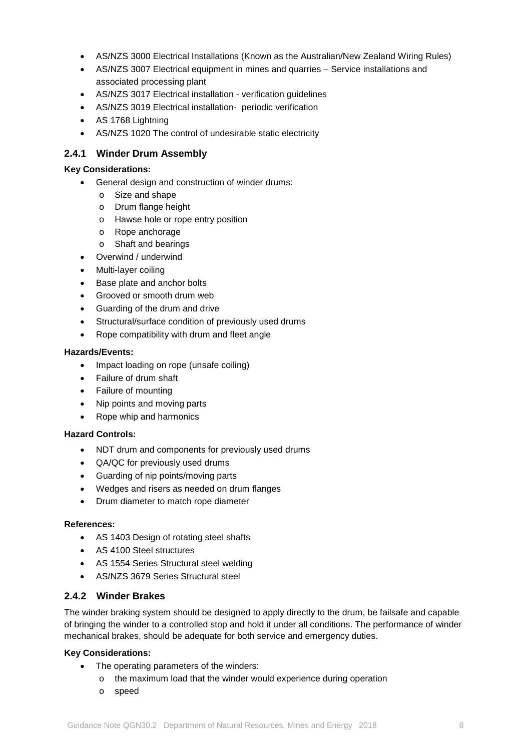- AS/NZS 3000 Electrical Installations (Known as the Australian/New Zealand Wiring Rules)
- AS/NZS 3007 Electrical equipment in mines and quarries – Service installations and associated processing plant
- AS/NZS 3017 Electrical installation - verification guidelines
- AS/NZS 3019 Electrical installation- periodic verification
- AS 1768 Lightning
- AS/NZS 1020 The control of undesirable static electricity

### 2.4.1 Winder Drum Assembly

**Key Considerations:**

- General design and construction of winder drums:
  - Size and shape
  - Drum flange height
  - Hawse hole or rope entry position
  - Rope anchorage
  - Shaft and bearings
- Overwind / underwind
- Multi-layer coiling
- Base plate and anchor bolts
- Grooved or smooth drum web
- Guarding of the drum and drive
- Structural/surface condition of previously used drums
- Rope compatibility with drum and fleet angle

**Hazards/Events:**

- Impact loading on rope (unsafe coiling)
- Failure of drum shaft
- Failure of mounting
- Nip points and moving parts
- Rope whip and harmonics

**Hazard Controls:**

- NDT drum and components for previously used drums
- QA/QC for previously used drums
- Guarding of nip points/moving parts
- Wedges and risers as needed on drum flanges
- Drum diameter to match rope diameter

**References:**

- AS 1403 Design of rotating steel shafts
- AS 4100 Steel structures
- AS 1554 Series Structural steel welding
- AS/NZS 3679 Series Structural steel

### 2.4.2 Winder Brakes

The winder braking system should be designed to apply directly to the drum, be failsafe and capable of bringing the winder to a controlled stop and hold it under all conditions. The performance of winder mechanical brakes, should be adequate for both service and emergency duties.

**Key Considerations:**

- The operating parameters of the winders:
  - the maximum load that the winder would experience during operation
  - speed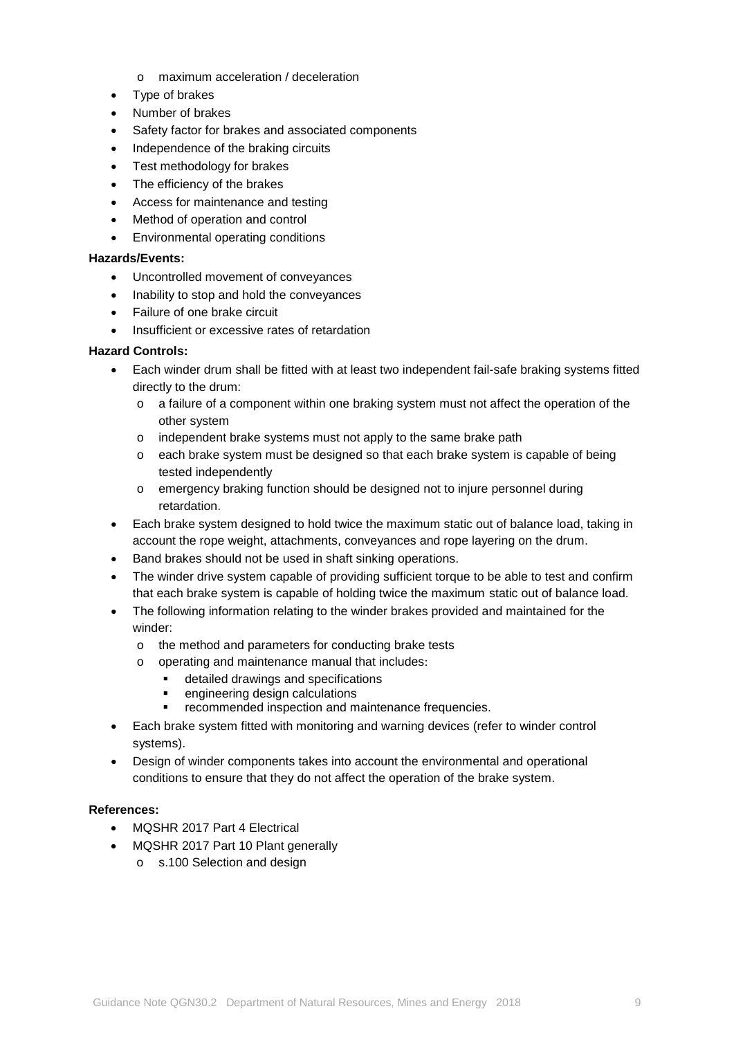- maximum acceleration / deceleration
- Type of brakes
- Number of brakes
- Safety factor for brakes and associated components
- Independence of the braking circuits
- Test methodology for brakes
- The efficiency of the brakes
- Access for maintenance and testing
- Method of operation and control
- Environmental operating conditions

**Hazards/Events:**

- Uncontrolled movement of conveyances
- Inability to stop and hold the conveyances
- Failure of one brake circuit
- Insufficient or excessive rates of retardation

**Hazard Controls:**

- Each winder drum shall be fitted with at least two independent fail-safe braking systems fitted directly to the drum:
  - a failure of a component within one braking system must not affect the operation of the other system
  - independent brake systems must not apply to the same brake path
  - each brake system must be designed so that each brake system is capable of being tested independently
  - emergency braking function should be designed not to injure personnel during retardation.
- Each brake system designed to hold twice the maximum static out of balance load, taking in account the rope weight, attachments, conveyances and rope layering on the drum.
- Band brakes should not be used in shaft sinking operations.
- The winder drive system capable of providing sufficient torque to be able to test and confirm that each brake system is capable of holding twice the maximum static out of balance load.
- The following information relating to the winder brakes provided and maintained for the winder:
  - the method and parameters for conducting brake tests
  - operating and maintenance manual that includes:
    - detailed drawings and specifications
    - engineering design calculations
    - recommended inspection and maintenance frequencies.
- Each brake system fitted with monitoring and warning devices (refer to winder control systems).
- Design of winder components takes into account the environmental and operational conditions to ensure that they do not affect the operation of the brake system.

**References:**

- MQSHR 2017 Part 4 Electrical
- MQSHR 2017 Part 10 Plant generally
  - s.100 Selection and design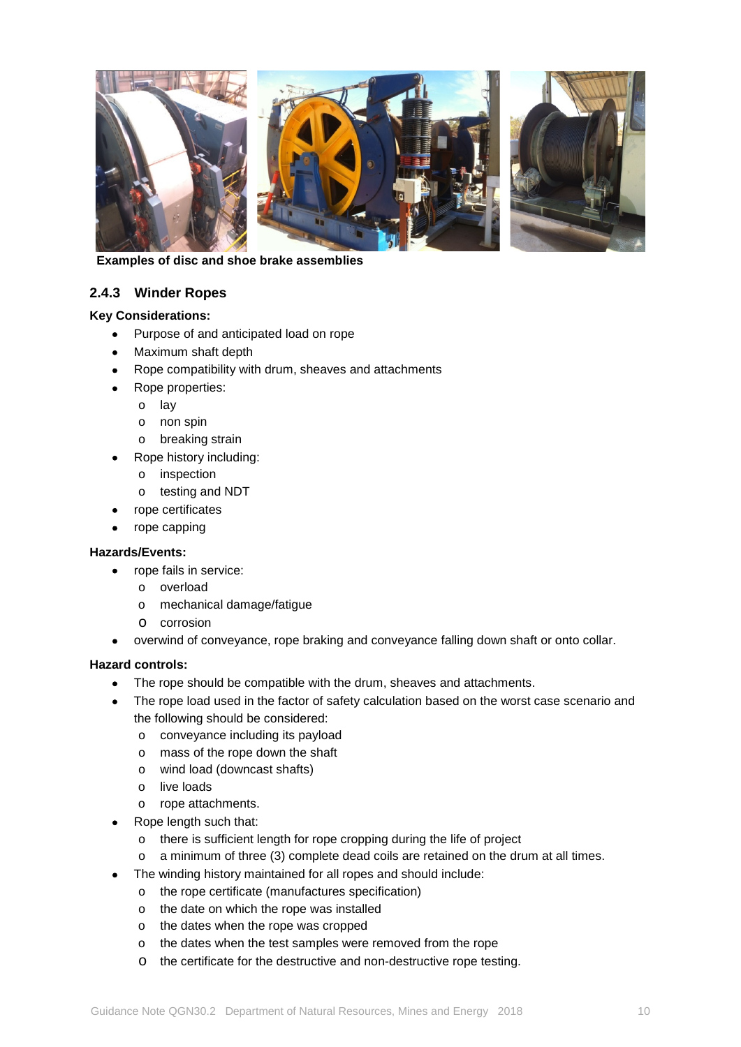**Examples of disc and shoe brake assemblies**

### 2.4.3 Winder Ropes

**Key Considerations:**

- Purpose of and anticipated load on rope
- Maximum shaft depth
- Rope compatibility with drum, sheaves and attachments
- Rope properties:
  - lay
  - non spin
  - breaking strain
- Rope history including:
  - inspection
  - testing and NDT
- rope certificates
- rope capping

**Hazards/Events:**

- rope fails in service:
  - overload
  - mechanical damage/fatigue
  - corrosion
- overwind of conveyance, rope braking and conveyance falling down shaft or onto collar.

**Hazard controls:**

- The rope should be compatible with the drum, sheaves and attachments.
- The rope load used in the factor of safety calculation based on the worst case scenario and the following should be considered:
  - conveyance including its payload
  - mass of the rope down the shaft
  - wind load (downcast shafts)
  - live loads
  - rope attachments.
- Rope length such that:
  - there is sufficient length for rope cropping during the life of project
  - a minimum of three (3) complete dead coils are retained on the drum at all times.
- The winding history maintained for all ropes and should include:
  - the rope certificate (manufactures specification)
  - the date on which the rope was installed
  - the dates when the rope was cropped
  - the dates when the test samples were removed from the rope
  - the certificate for the destructive and non-destructive rope testing.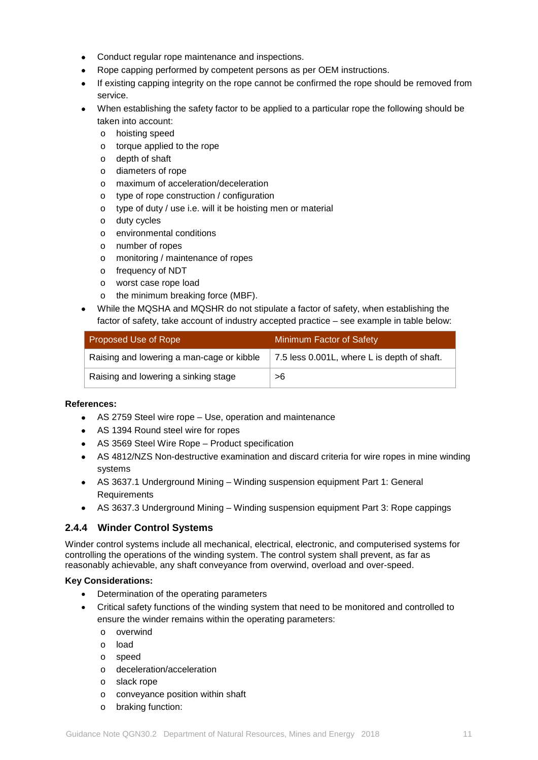- Conduct regular rope maintenance and inspections.
- Rope capping performed by competent persons as per OEM instructions.
- If existing capping integrity on the rope cannot be confirmed the rope should be removed from service.
- When establishing the safety factor to be applied to a particular rope the following should be taken into account:
  - hoisting speed
  - torque applied to the rope
  - depth of shaft
  - diameters of rope
  - maximum of acceleration/deceleration
  - type of rope construction / configuration
  - type of duty / use i.e. will it be hoisting men or material
  - duty cycles
  - environmental conditions
  - number of ropes
  - monitoring / maintenance of ropes
  - frequency of NDT
  - worst case rope load
  - the minimum breaking force (MBF).
- While the MQSHA and MQSHR do not stipulate a factor of safety, when establishing the factor of safety, take account of industry accepted practice – see example in table below:

| Proposed Use of Rope | Minimum Factor of Safety |
|---|---|
| Raising and lowering a man-cage or kibble | 7.5 less 0.001L, where L is depth of shaft. |
| Raising and lowering a sinking stage | >6 |

**References:**

- AS 2759 Steel wire rope – Use, operation and maintenance
- AS 1394 Round steel wire for ropes
- AS 3569 Steel Wire Rope – Product specification
- AS 4812/NZS Non-destructive examination and discard criteria for wire ropes in mine winding systems
- AS 3637.1 Underground Mining – Winding suspension equipment Part 1: General Requirements
- AS 3637.3 Underground Mining – Winding suspension equipment Part 3: Rope cappings

### 2.4.4 Winder Control Systems

Winder control systems include all mechanical, electrical, electronic, and computerised systems for controlling the operations of the winding system. The control system shall prevent, as far as reasonably achievable, any shaft conveyance from overwind, overload and over-speed.

**Key Considerations:**

- Determination of the operating parameters
- Critical safety functions of the winding system that need to be monitored and controlled to ensure the winder remains within the operating parameters:
  - overwind
  - load
  - speed
  - deceleration/acceleration
  - slack rope
  - conveyance position within shaft
  - braking function: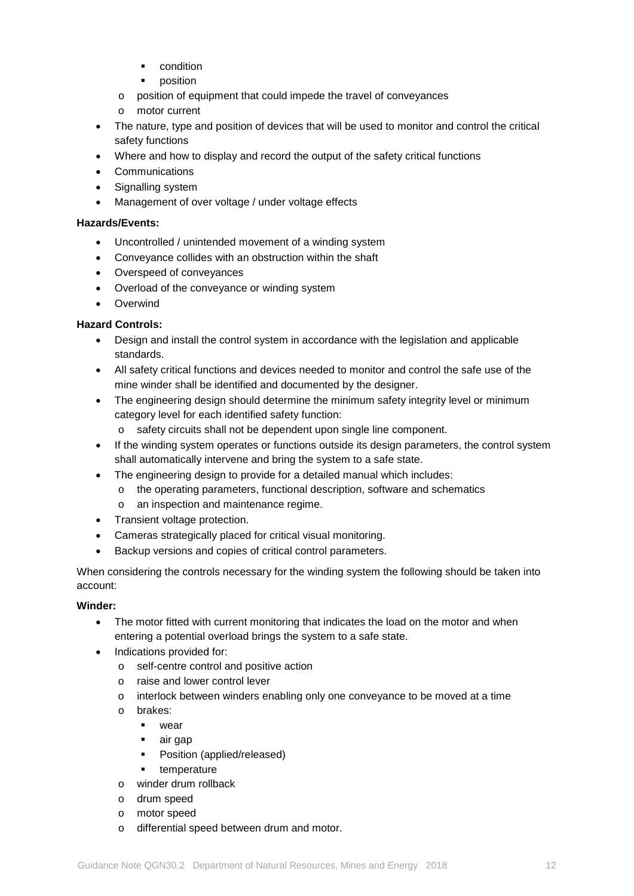- condition
        - position
    - position of equipment that could impede the travel of conveyances
    - motor current
- The nature, type and position of devices that will be used to monitor and control the critical safety functions
- Where and how to display and record the output of the safety critical functions
- Communications
- Signalling system
- Management of over voltage / under voltage effects

**Hazards/Events:**

- Uncontrolled / unintended movement of a winding system
- Conveyance collides with an obstruction within the shaft
- Overspeed of conveyances
- Overload of the conveyance or winding system
- Overwind

**Hazard Controls:**

- Design and install the control system in accordance with the legislation and applicable standards.
- All safety critical functions and devices needed to monitor and control the safe use of the mine winder shall be identified and documented by the designer.
- The engineering design should determine the minimum safety integrity level or minimum category level for each identified safety function:
    - safety circuits shall not be dependent upon single line component.
- If the winding system operates or functions outside its design parameters, the control system shall automatically intervene and bring the system to a safe state.
- The engineering design to provide for a detailed manual which includes:
    - the operating parameters, functional description, software and schematics
    - an inspection and maintenance regime.
- Transient voltage protection.
- Cameras strategically placed for critical visual monitoring.
- Backup versions and copies of critical control parameters.

When considering the controls necessary for the winding system the following should be taken into account:

**Winder:**

- The motor fitted with current monitoring that indicates the load on the motor and when entering a potential overload brings the system to a safe state.
- Indications provided for:
    - self-centre control and positive action
    - raise and lower control lever
    - interlock between winders enabling only one conveyance to be moved at a time
    - brakes:
        - wear
        - air gap
        - Position (applied/released)
        - temperature
    - winder drum rollback
    - drum speed
    - motor speed
    - differential speed between drum and motor.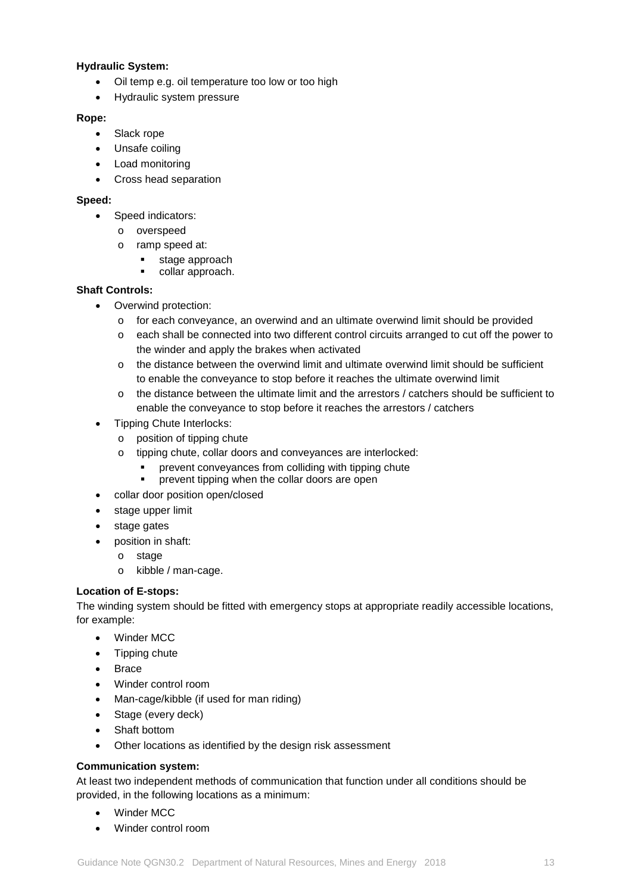**Hydraulic System:**

- Oil temp e.g. oil temperature too low or too high
- Hydraulic system pressure

**Rope:**

- Slack rope
- Unsafe coiling
- Load monitoring
- Cross head separation

**Speed:**

- Speed indicators:
    - overspeed
    - ramp speed at:
        - stage approach
        - collar approach.

**Shaft Controls:**

- Overwind protection:
    - for each conveyance, an overwind and an ultimate overwind limit should be provided
    - each shall be connected into two different control circuits arranged to cut off the power to the winder and apply the brakes when activated
    - the distance between the overwind limit and ultimate overwind limit should be sufficient to enable the conveyance to stop before it reaches the ultimate overwind limit
    - the distance between the ultimate limit and the arrestors / catchers should be sufficient to enable the conveyance to stop before it reaches the arrestors / catchers
- Tipping Chute Interlocks:
    - position of tipping chute
    - tipping chute, collar doors and conveyances are interlocked:
        - prevent conveyances from colliding with tipping chute
        - prevent tipping when the collar doors are open
- collar door position open/closed
- stage upper limit
- stage gates
- position in shaft:
    - stage
    - kibble / man-cage.

**Location of E-stops:**

The winding system should be fitted with emergency stops at appropriate readily accessible locations, for example:

- Winder MCC
- Tipping chute
- Brace
- Winder control room
- Man-cage/kibble (if used for man riding)
- Stage (every deck)
- Shaft bottom
- Other locations as identified by the design risk assessment

**Communication system:**

At least two independent methods of communication that function under all conditions should be provided, in the following locations as a minimum:

- Winder MCC
- Winder control room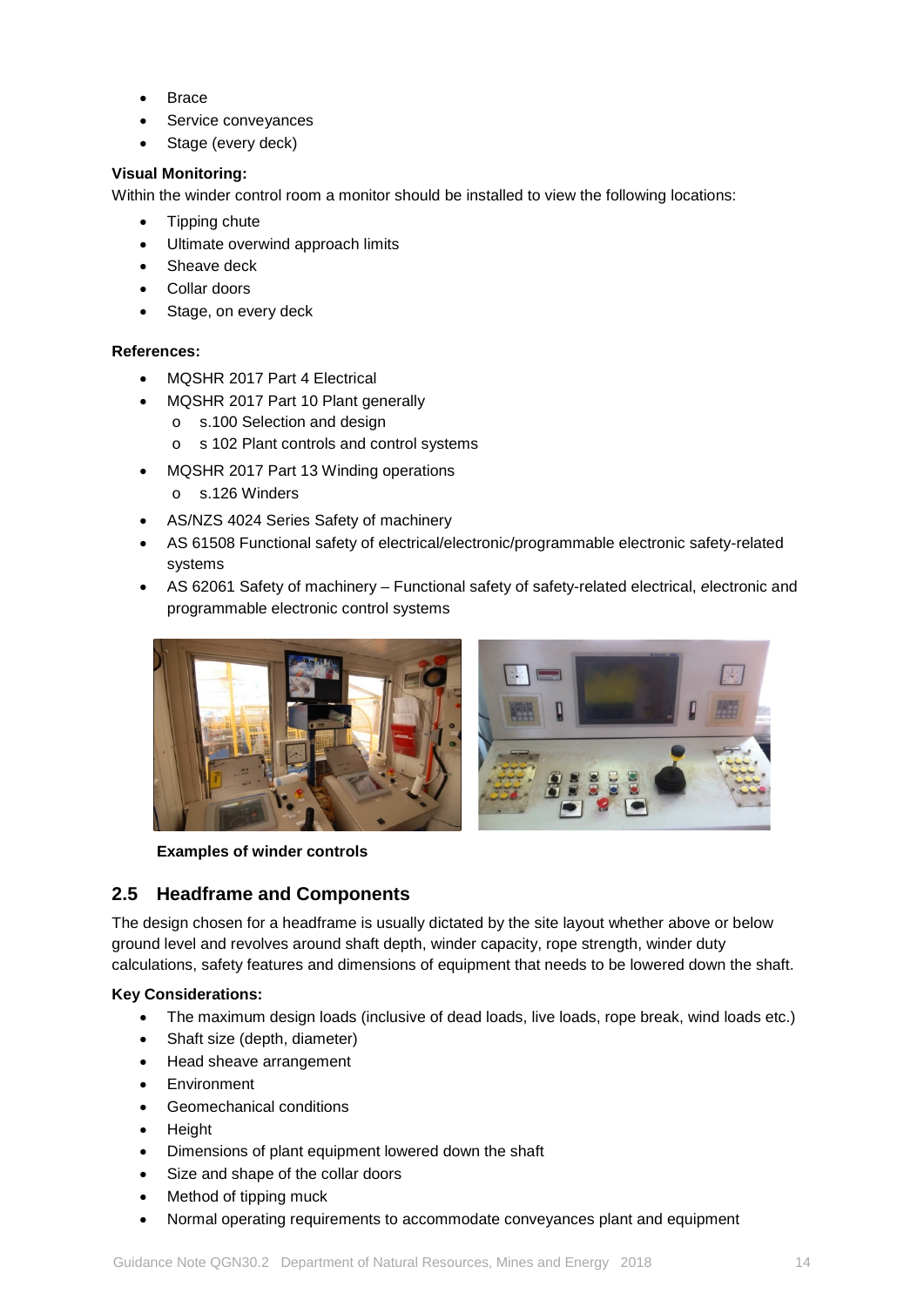- Brace
- Service conveyances
- Stage (every deck)

**Visual Monitoring:**

Within the winder control room a monitor should be installed to view the following locations:

- Tipping chute
- Ultimate overwind approach limits
- Sheave deck
- Collar doors
- Stage, on every deck

**References:**

- MQSHR 2017 Part 4 Electrical
- MQSHR 2017 Part 10 Plant generally
  - s.100 Selection and design
  - s 102 Plant controls and control systems
- MQSHR 2017 Part 13 Winding operations
  - s.126 Winders
- AS/NZS 4024 Series Safety of machinery
- AS 61508 Functional safety of electrical/electronic/programmable electronic safety-related systems
- AS 62061 Safety of machinery – Functional safety of safety-related electrical, electronic and programmable electronic control systems

**Examples of winder controls**

## 2.5 Headframe and Components

The design chosen for a headframe is usually dictated by the site layout whether above or below ground level and revolves around shaft depth, winder capacity, rope strength, winder duty calculations, safety features and dimensions of equipment that needs to be lowered down the shaft.

**Key Considerations:**

- The maximum design loads (inclusive of dead loads, live loads, rope break, wind loads etc.)
- Shaft size (depth, diameter)
- Head sheave arrangement
- Environment
- Geomechanical conditions
- Height
- Dimensions of plant equipment lowered down the shaft
- Size and shape of the collar doors
- Method of tipping muck
- Normal operating requirements to accommodate conveyances plant and equipment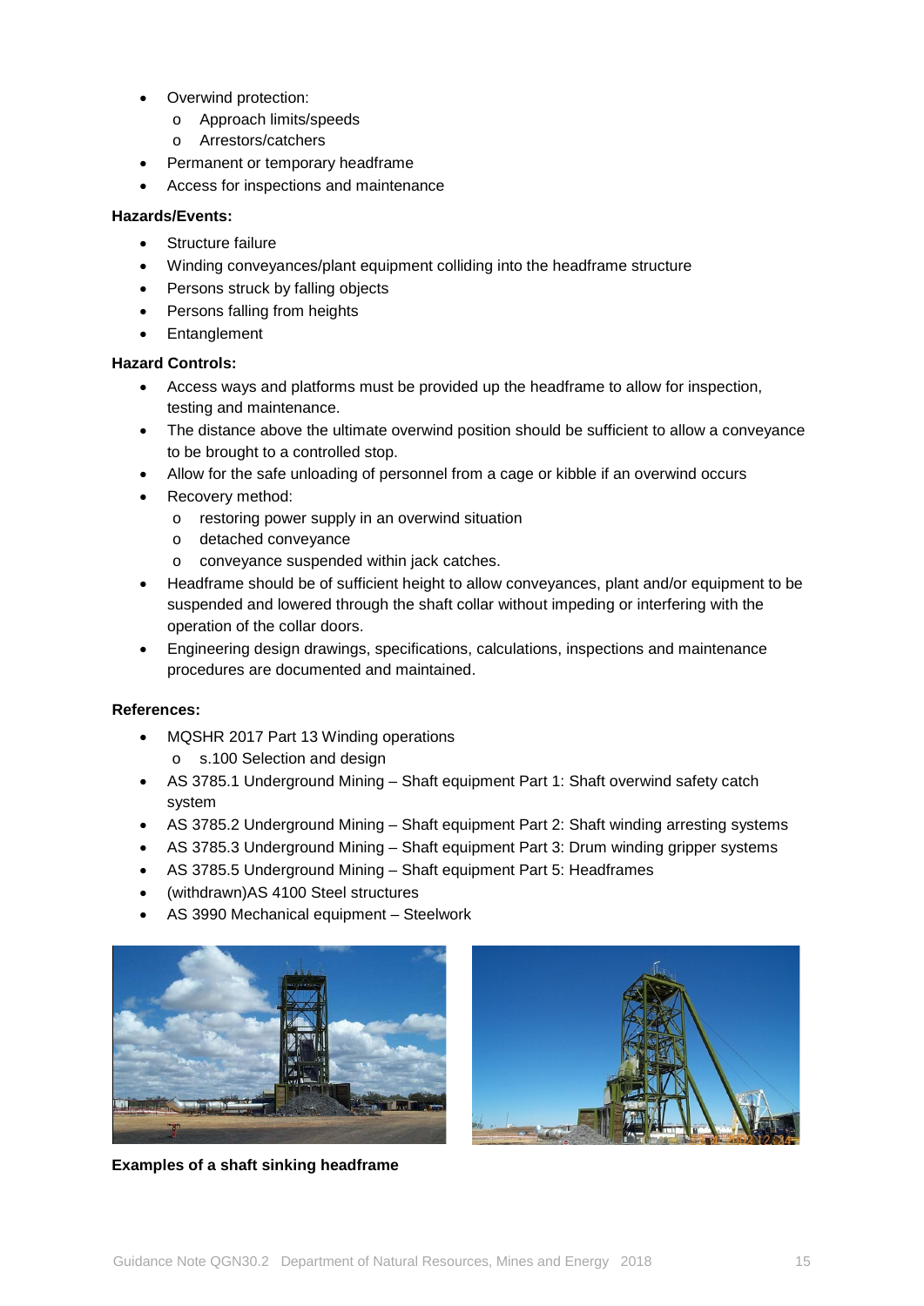- Overwind protection:
  - Approach limits/speeds
  - Arrestors/catchers
- Permanent or temporary headframe
- Access for inspections and maintenance

**Hazards/Events:**

- Structure failure
- Winding conveyances/plant equipment colliding into the headframe structure
- Persons struck by falling objects
- Persons falling from heights
- Entanglement

**Hazard Controls:**

- Access ways and platforms must be provided up the headframe to allow for inspection, testing and maintenance.
- The distance above the ultimate overwind position should be sufficient to allow a conveyance to be brought to a controlled stop.
- Allow for the safe unloading of personnel from a cage or kibble if an overwind occurs
- Recovery method:
  - restoring power supply in an overwind situation
  - detached conveyance
  - conveyance suspended within jack catches.
- Headframe should be of sufficient height to allow conveyances, plant and/or equipment to be suspended and lowered through the shaft collar without impeding or interfering with the operation of the collar doors.
- Engineering design drawings, specifications, calculations, inspections and maintenance procedures are documented and maintained.

**References:**

- MQSHR 2017 Part 13 Winding operations
  - s.100 Selection and design
- AS 3785.1 Underground Mining – Shaft equipment Part 1: Shaft overwind safety catch system
- AS 3785.2 Underground Mining – Shaft equipment Part 2: Shaft winding arresting systems
- AS 3785.3 Underground Mining – Shaft equipment Part 3: Drum winding gripper systems
- AS 3785.5 Underground Mining – Shaft equipment Part 5: Headframes
- (withdrawn)AS 4100 Steel structures
- AS 3990 Mechanical equipment – Steelwork

**Examples of a shaft sinking headframe**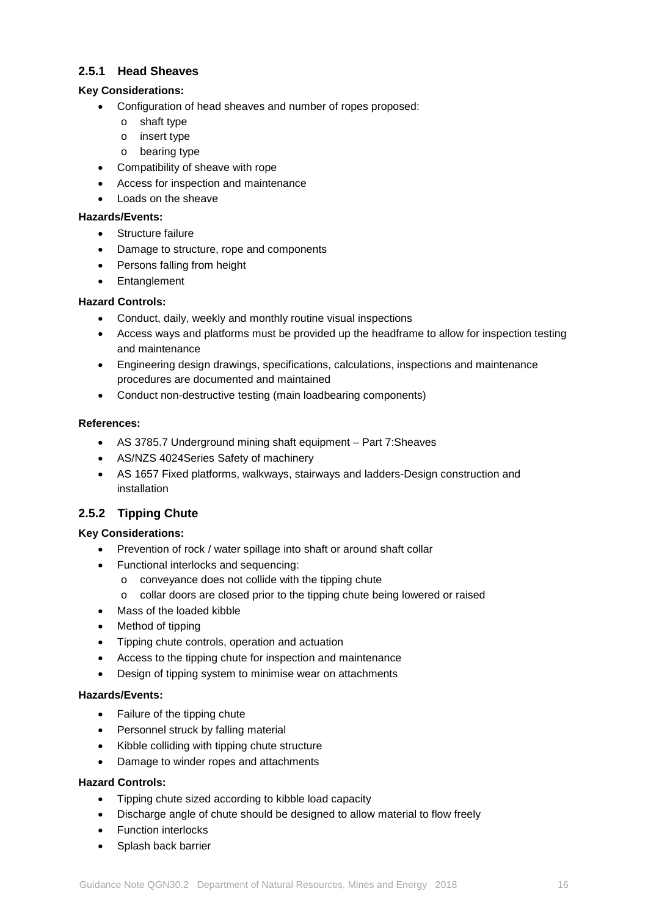### 2.5.1 Head Sheaves

**Key Considerations:**

- Configuration of head sheaves and number of ropes proposed:
  - shaft type
  - insert type
  - bearing type
- Compatibility of sheave with rope
- Access for inspection and maintenance
- Loads on the sheave

**Hazards/Events:**

- Structure failure
- Damage to structure, rope and components
- Persons falling from height
- Entanglement

**Hazard Controls:**

- Conduct, daily, weekly and monthly routine visual inspections
- Access ways and platforms must be provided up the headframe to allow for inspection testing and maintenance
- Engineering design drawings, specifications, calculations, inspections and maintenance procedures are documented and maintained
- Conduct non-destructive testing (main loadbearing components)

**References:**

- AS 3785.7 Underground mining shaft equipment – Part 7:Sheaves
- AS/NZS 4024Series Safety of machinery
- AS 1657 Fixed platforms, walkways, stairways and ladders-Design construction and installation

### 2.5.2 Tipping Chute

**Key Considerations:**

- Prevention of rock / water spillage into shaft or around shaft collar
- Functional interlocks and sequencing:
  - conveyance does not collide with the tipping chute
  - collar doors are closed prior to the tipping chute being lowered or raised
- Mass of the loaded kibble
- Method of tipping
- Tipping chute controls, operation and actuation
- Access to the tipping chute for inspection and maintenance
- Design of tipping system to minimise wear on attachments

**Hazards/Events:**

- Failure of the tipping chute
- Personnel struck by falling material
- Kibble colliding with tipping chute structure
- Damage to winder ropes and attachments

**Hazard Controls:**

- Tipping chute sized according to kibble load capacity
- Discharge angle of chute should be designed to allow material to flow freely
- Function interlocks
- Splash back barrier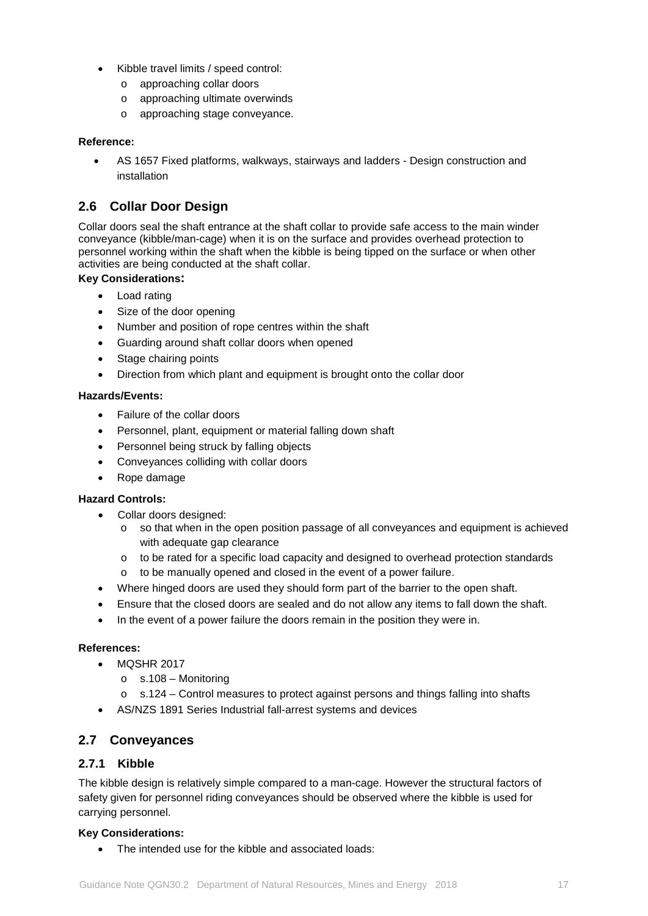- Kibble travel limits / speed control:
  - approaching collar doors
  - approaching ultimate overwinds
  - approaching stage conveyance.

**Reference:**

- AS 1657 Fixed platforms, walkways, stairways and ladders - Design construction and installation

## 2.6 Collar Door Design

Collar doors seal the shaft entrance at the shaft collar to provide safe access to the main winder conveyance (kibble/man-cage) when it is on the surface and provides overhead protection to personnel working within the shaft when the kibble is being tipped on the surface or when other activities are being conducted at the shaft collar.

**Key Considerations:**

- Load rating
- Size of the door opening
- Number and position of rope centres within the shaft
- Guarding around shaft collar doors when opened
- Stage chairing points
- Direction from which plant and equipment is brought onto the collar door

**Hazards/Events:**

- Failure of the collar doors
- Personnel, plant, equipment or material falling down shaft
- Personnel being struck by falling objects
- Conveyances colliding with collar doors
- Rope damage

**Hazard Controls:**

- Collar doors designed:
  - so that when in the open position passage of all conveyances and equipment is achieved with adequate gap clearance
  - to be rated for a specific load capacity and designed to overhead protection standards
  - to be manually opened and closed in the event of a power failure.
- Where hinged doors are used they should form part of the barrier to the open shaft.
- Ensure that the closed doors are sealed and do not allow any items to fall down the shaft.
- In the event of a power failure the doors remain in the position they were in.

**References:**

- MQSHR 2017
  - s.108 – Monitoring
  - s.124 – Control measures to protect against persons and things falling into shafts
- AS/NZS 1891 Series Industrial fall-arrest systems and devices

## 2.7 Conveyances

### 2.7.1 Kibble

The kibble design is relatively simple compared to a man-cage. However the structural factors of safety given for personnel riding conveyances should be observed where the kibble is used for carrying personnel.

**Key Considerations:**

- The intended use for the kibble and associated loads: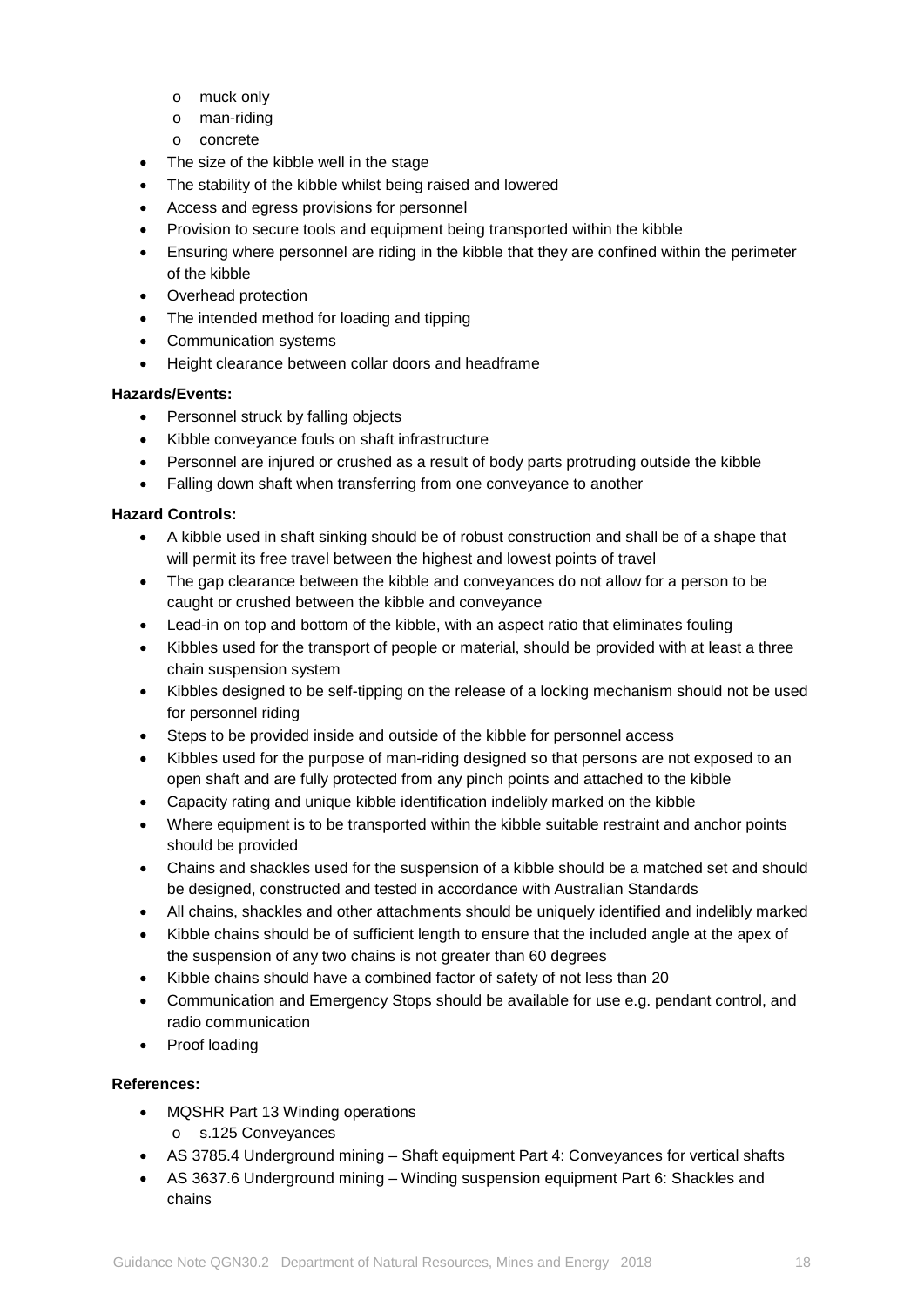- muck only
  - man-riding
  - concrete
- The size of the kibble well in the stage
- The stability of the kibble whilst being raised and lowered
- Access and egress provisions for personnel
- Provision to secure tools and equipment being transported within the kibble
- Ensuring where personnel are riding in the kibble that they are confined within the perimeter of the kibble
- Overhead protection
- The intended method for loading and tipping
- Communication systems
- Height clearance between collar doors and headframe

**Hazards/Events:**

- Personnel struck by falling objects
- Kibble conveyance fouls on shaft infrastructure
- Personnel are injured or crushed as a result of body parts protruding outside the kibble
- Falling down shaft when transferring from one conveyance to another

**Hazard Controls:**

- A kibble used in shaft sinking should be of robust construction and shall be of a shape that will permit its free travel between the highest and lowest points of travel
- The gap clearance between the kibble and conveyances do not allow for a person to be caught or crushed between the kibble and conveyance
- Lead-in on top and bottom of the kibble, with an aspect ratio that eliminates fouling
- Kibbles used for the transport of people or material, should be provided with at least a three chain suspension system
- Kibbles designed to be self-tipping on the release of a locking mechanism should not be used for personnel riding
- Steps to be provided inside and outside of the kibble for personnel access
- Kibbles used for the purpose of man-riding designed so that persons are not exposed to an open shaft and are fully protected from any pinch points and attached to the kibble
- Capacity rating and unique kibble identification indelibly marked on the kibble
- Where equipment is to be transported within the kibble suitable restraint and anchor points should be provided
- Chains and shackles used for the suspension of a kibble should be a matched set and should be designed, constructed and tested in accordance with Australian Standards
- All chains, shackles and other attachments should be uniquely identified and indelibly marked
- Kibble chains should be of sufficient length to ensure that the included angle at the apex of the suspension of any two chains is not greater than 60 degrees
- Kibble chains should have a combined factor of safety of not less than 20
- Communication and Emergency Stops should be available for use e.g. pendant control, and radio communication
- Proof loading

**References:**

- MQSHR Part 13 Winding operations
  - s.125 Conveyances
- AS 3785.4 Underground mining – Shaft equipment Part 4: Conveyances for vertical shafts
- AS 3637.6 Underground mining – Winding suspension equipment Part 6: Shackles and chains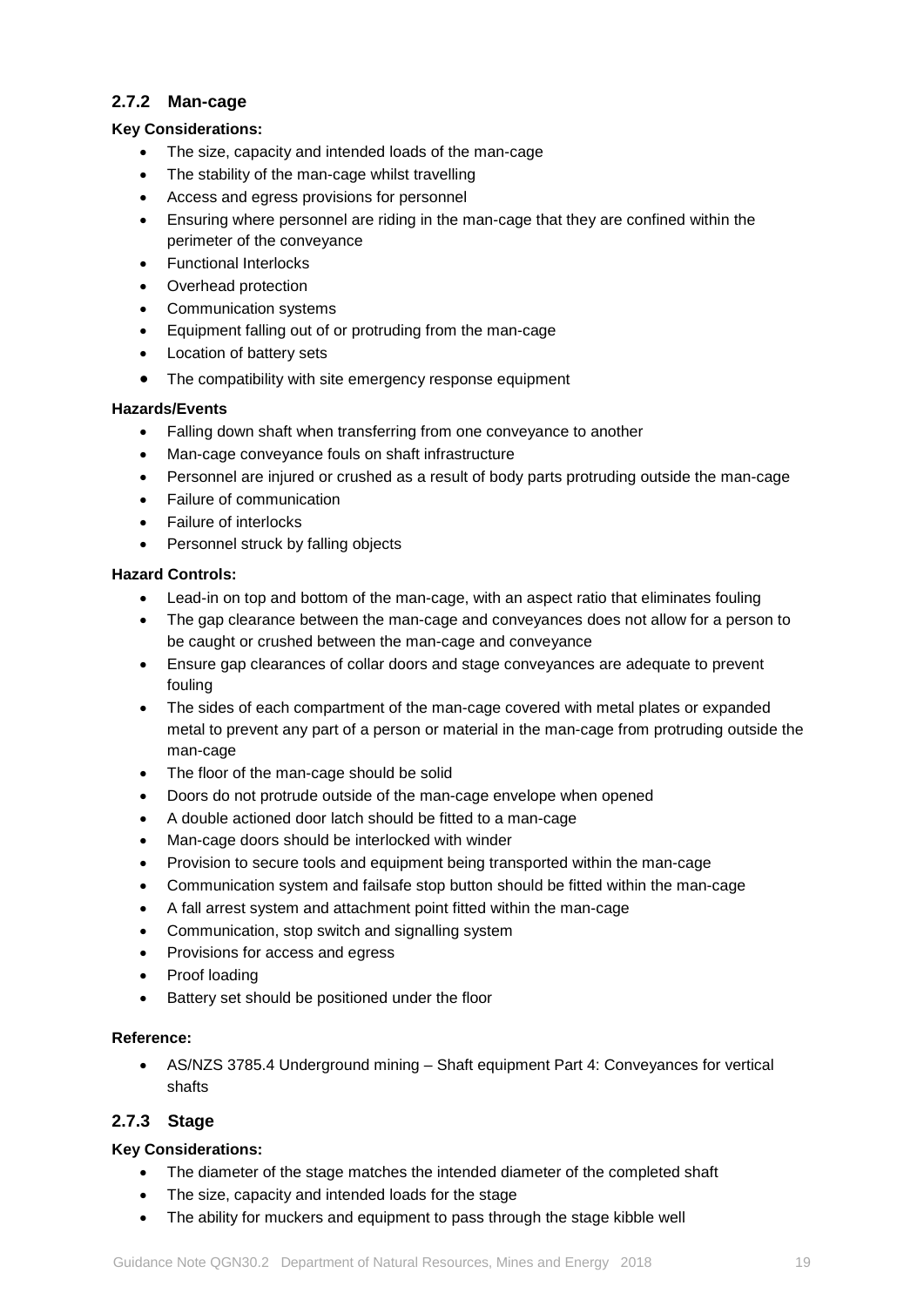### 2.7.2 Man-cage

**Key Considerations:**

- The size, capacity and intended loads of the man-cage
- The stability of the man-cage whilst travelling
- Access and egress provisions for personnel
- Ensuring where personnel are riding in the man-cage that they are confined within the perimeter of the conveyance
- Functional Interlocks
- Overhead protection
- Communication systems
- Equipment falling out of or protruding from the man-cage
- Location of battery sets
- The compatibility with site emergency response equipment

**Hazards/Events**

- Falling down shaft when transferring from one conveyance to another
- Man-cage conveyance fouls on shaft infrastructure
- Personnel are injured or crushed as a result of body parts protruding outside the man-cage
- Failure of communication
- Failure of interlocks
- Personnel struck by falling objects

**Hazard Controls:**

- Lead-in on top and bottom of the man-cage, with an aspect ratio that eliminates fouling
- The gap clearance between the man-cage and conveyances does not allow for a person to be caught or crushed between the man-cage and conveyance
- Ensure gap clearances of collar doors and stage conveyances are adequate to prevent fouling
- The sides of each compartment of the man-cage covered with metal plates or expanded metal to prevent any part of a person or material in the man-cage from protruding outside the man-cage
- The floor of the man-cage should be solid
- Doors do not protrude outside of the man-cage envelope when opened
- A double actioned door latch should be fitted to a man-cage
- Man-cage doors should be interlocked with winder
- Provision to secure tools and equipment being transported within the man-cage
- Communication system and failsafe stop button should be fitted within the man-cage
- A fall arrest system and attachment point fitted within the man-cage
- Communication, stop switch and signalling system
- Provisions for access and egress
- Proof loading
- Battery set should be positioned under the floor

**Reference:**

- AS/NZS 3785.4 Underground mining – Shaft equipment Part 4: Conveyances for vertical shafts

### 2.7.3 Stage

**Key Considerations:**

- The diameter of the stage matches the intended diameter of the completed shaft
- The size, capacity and intended loads for the stage
- The ability for muckers and equipment to pass through the stage kibble well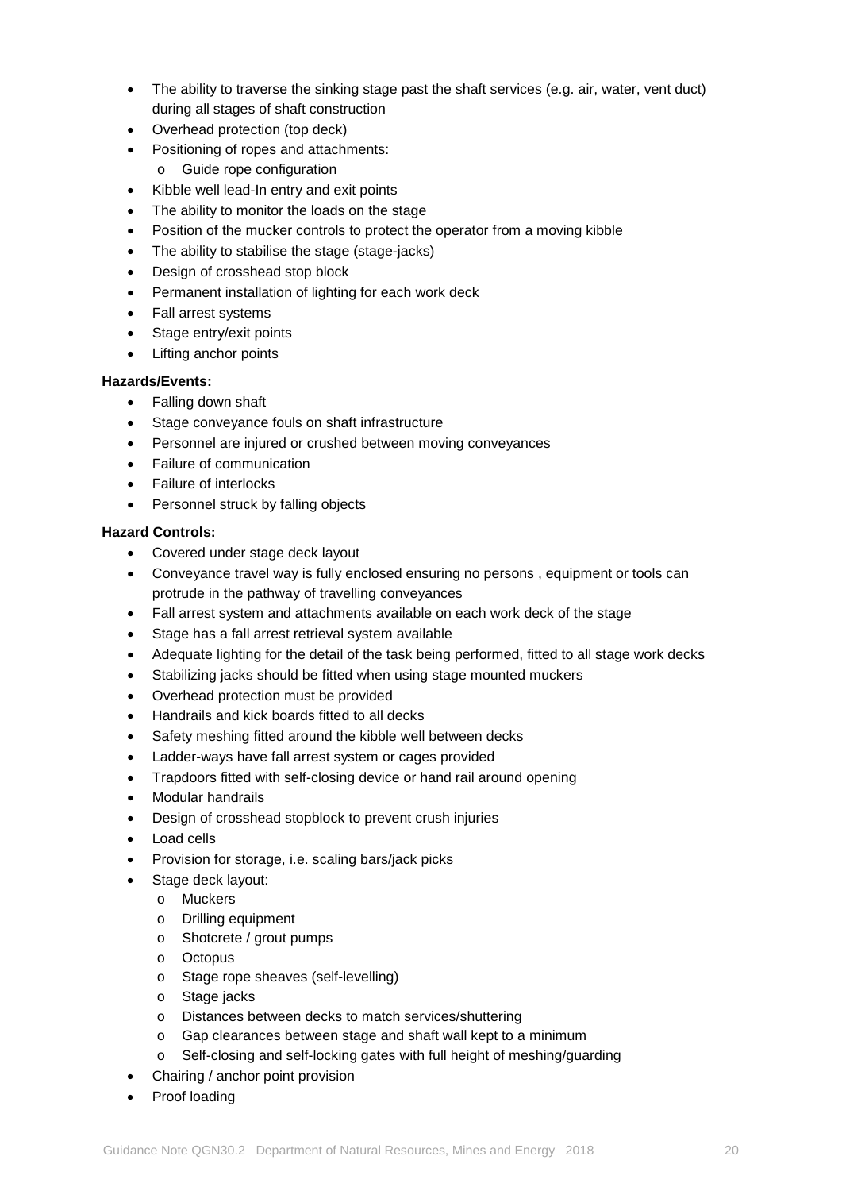- The ability to traverse the sinking stage past the shaft services (e.g. air, water, vent duct) during all stages of shaft construction
- Overhead protection (top deck)
- Positioning of ropes and attachments:
  - Guide rope configuration
- Kibble well lead-In entry and exit points
- The ability to monitor the loads on the stage
- Position of the mucker controls to protect the operator from a moving kibble
- The ability to stabilise the stage (stage-jacks)
- Design of crosshead stop block
- Permanent installation of lighting for each work deck
- Fall arrest systems
- Stage entry/exit points
- Lifting anchor points

**Hazards/Events:**

- Falling down shaft
- Stage conveyance fouls on shaft infrastructure
- Personnel are injured or crushed between moving conveyances
- Failure of communication
- Failure of interlocks
- Personnel struck by falling objects

**Hazard Controls:**

- Covered under stage deck layout
- Conveyance travel way is fully enclosed ensuring no persons , equipment or tools can protrude in the pathway of travelling conveyances
- Fall arrest system and attachments available on each work deck of the stage
- Stage has a fall arrest retrieval system available
- Adequate lighting for the detail of the task being performed, fitted to all stage work decks
- Stabilizing jacks should be fitted when using stage mounted muckers
- Overhead protection must be provided
- Handrails and kick boards fitted to all decks
- Safety meshing fitted around the kibble well between decks
- Ladder-ways have fall arrest system or cages provided
- Trapdoors fitted with self-closing device or hand rail around opening
- Modular handrails
- Design of crosshead stopblock to prevent crush injuries
- Load cells
- Provision for storage, i.e. scaling bars/jack picks
- Stage deck layout:
  - Muckers
  - Drilling equipment
  - Shotcrete / grout pumps
  - Octopus
  - Stage rope sheaves (self-levelling)
  - Stage jacks
  - Distances between decks to match services/shuttering
  - Gap clearances between stage and shaft wall kept to a minimum
  - Self-closing and self-locking gates with full height of meshing/guarding
- Chairing / anchor point provision
- Proof loading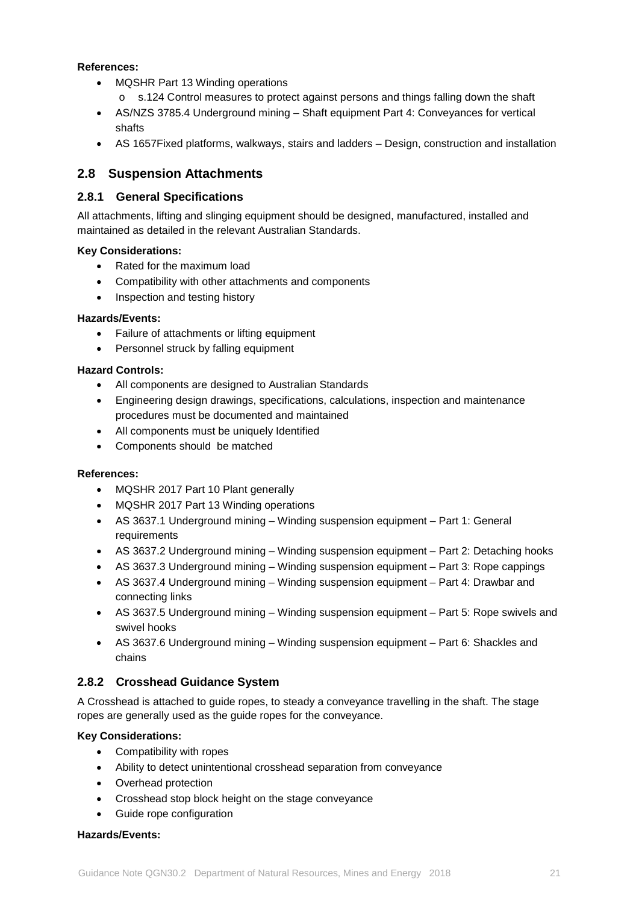**References:**

- MQSHR Part 13 Winding operations
  - o s.124 Control measures to protect against persons and things falling down the shaft
- AS/NZS 3785.4 Underground mining – Shaft equipment Part 4: Conveyances for vertical shafts
- AS 1657Fixed platforms, walkways, stairs and ladders – Design, construction and installation

## 2.8 Suspension Attachments

### 2.8.1 General Specifications

All attachments, lifting and slinging equipment should be designed, manufactured, installed and maintained as detailed in the relevant Australian Standards.

**Key Considerations:**

- Rated for the maximum load
- Compatibility with other attachments and components
- Inspection and testing history

**Hazards/Events:**

- Failure of attachments or lifting equipment
- Personnel struck by falling equipment

**Hazard Controls:**

- All components are designed to Australian Standards
- Engineering design drawings, specifications, calculations, inspection and maintenance procedures must be documented and maintained
- All components must be uniquely Identified
- Components should be matched

**References:**

- MQSHR 2017 Part 10 Plant generally
- MQSHR 2017 Part 13 Winding operations
- AS 3637.1 Underground mining – Winding suspension equipment – Part 1: General requirements
- AS 3637.2 Underground mining – Winding suspension equipment – Part 2: Detaching hooks
- AS 3637.3 Underground mining – Winding suspension equipment – Part 3: Rope cappings
- AS 3637.4 Underground mining – Winding suspension equipment – Part 4: Drawbar and connecting links
- AS 3637.5 Underground mining – Winding suspension equipment – Part 5: Rope swivels and swivel hooks
- AS 3637.6 Underground mining – Winding suspension equipment – Part 6: Shackles and chains

### 2.8.2 Crosshead Guidance System

A Crosshead is attached to guide ropes, to steady a conveyance travelling in the shaft. The stage ropes are generally used as the guide ropes for the conveyance.

**Key Considerations:**

- Compatibility with ropes
- Ability to detect unintentional crosshead separation from conveyance
- Overhead protection
- Crosshead stop block height on the stage conveyance
- Guide rope configuration

**Hazards/Events:**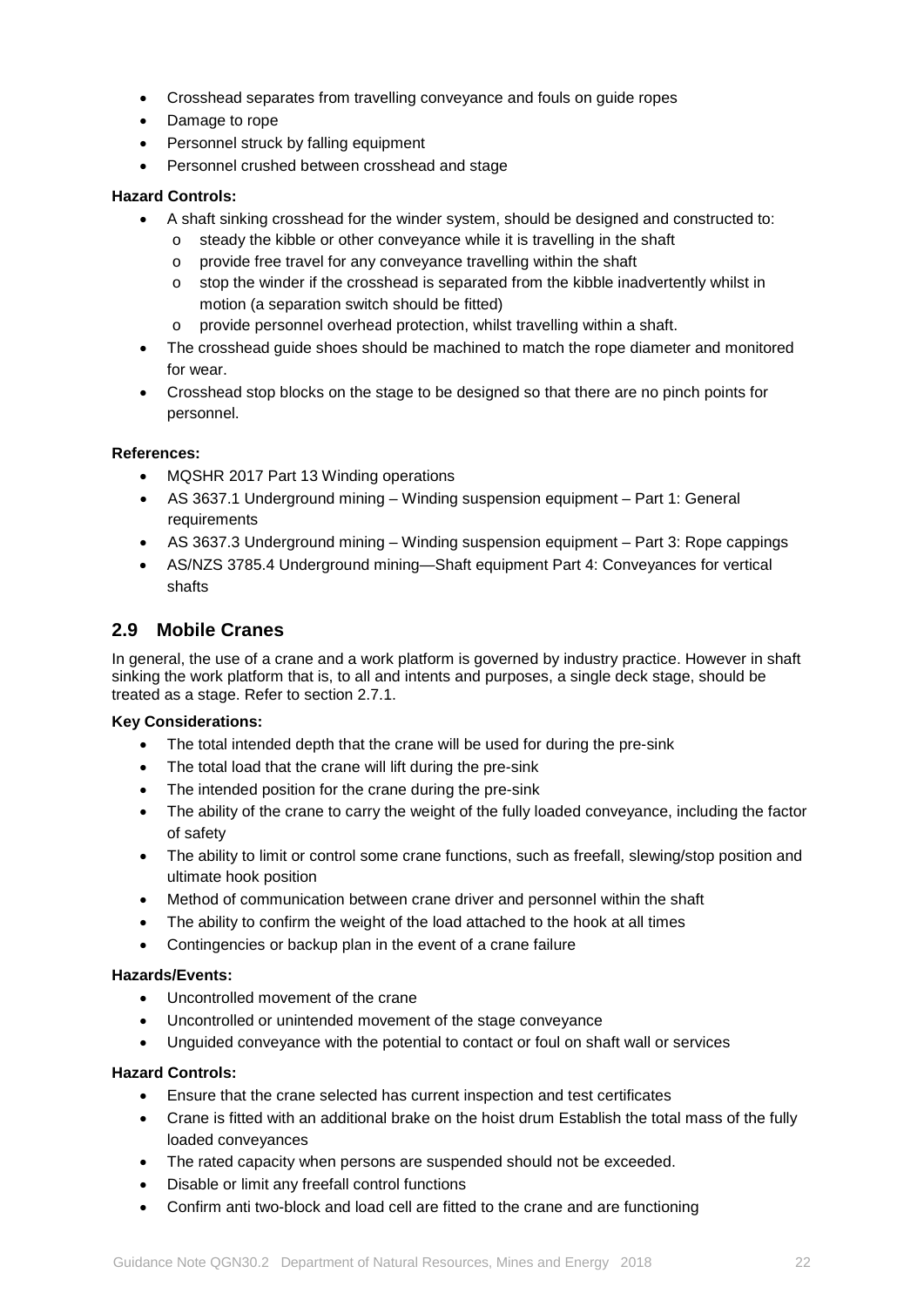- Crosshead separates from travelling conveyance and fouls on guide ropes
- Damage to rope
- Personnel struck by falling equipment
- Personnel crushed between crosshead and stage

**Hazard Controls:**

- A shaft sinking crosshead for the winder system, should be designed and constructed to:
  - steady the kibble or other conveyance while it is travelling in the shaft
  - provide free travel for any conveyance travelling within the shaft
  - stop the winder if the crosshead is separated from the kibble inadvertently whilst in motion (a separation switch should be fitted)
  - provide personnel overhead protection, whilst travelling within a shaft.
- The crosshead guide shoes should be machined to match the rope diameter and monitored for wear.
- Crosshead stop blocks on the stage to be designed so that there are no pinch points for personnel.

**References:**

- MQSHR 2017 Part 13 Winding operations
- AS 3637.1 Underground mining – Winding suspension equipment – Part 1: General requirements
- AS 3637.3 Underground mining – Winding suspension equipment – Part 3: Rope cappings
- AS/NZS 3785.4 Underground mining—Shaft equipment Part 4: Conveyances for vertical shafts

## 2.9 Mobile Cranes

In general, the use of a crane and a work platform is governed by industry practice. However in shaft sinking the work platform that is, to all and intents and purposes, a single deck stage, should be treated as a stage. Refer to section 2.7.1.

**Key Considerations:**

- The total intended depth that the crane will be used for during the pre-sink
- The total load that the crane will lift during the pre-sink
- The intended position for the crane during the pre-sink
- The ability of the crane to carry the weight of the fully loaded conveyance, including the factor of safety
- The ability to limit or control some crane functions, such as freefall, slewing/stop position and ultimate hook position
- Method of communication between crane driver and personnel within the shaft
- The ability to confirm the weight of the load attached to the hook at all times
- Contingencies or backup plan in the event of a crane failure

**Hazards/Events:**

- Uncontrolled movement of the crane
- Uncontrolled or unintended movement of the stage conveyance
- Unguided conveyance with the potential to contact or foul on shaft wall or services

**Hazard Controls:**

- Ensure that the crane selected has current inspection and test certificates
- Crane is fitted with an additional brake on the hoist drum Establish the total mass of the fully loaded conveyances
- The rated capacity when persons are suspended should not be exceeded.
- Disable or limit any freefall control functions
- Confirm anti two-block and load cell are fitted to the crane and are functioning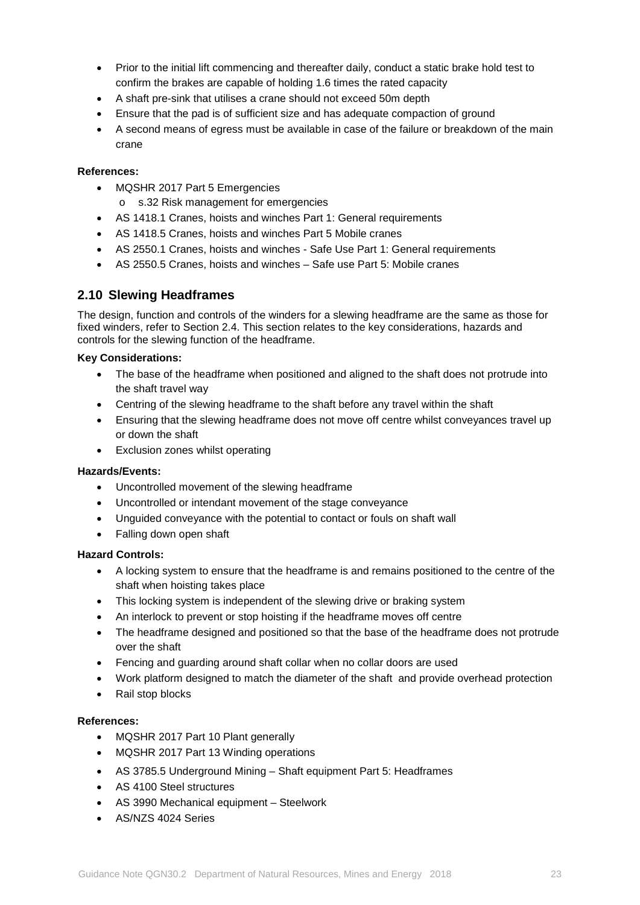- Prior to the initial lift commencing and thereafter daily, conduct a static brake hold test to confirm the brakes are capable of holding 1.6 times the rated capacity
- A shaft pre-sink that utilises a crane should not exceed 50m depth
- Ensure that the pad is of sufficient size and has adequate compaction of ground
- A second means of egress must be available in case of the failure or breakdown of the main crane

**References:**

- MQSHR 2017 Part 5 Emergencies
  - s.32 Risk management for emergencies
- AS 1418.1 Cranes, hoists and winches Part 1: General requirements
- AS 1418.5 Cranes, hoists and winches Part 5 Mobile cranes
- AS 2550.1 Cranes, hoists and winches - Safe Use Part 1: General requirements
- AS 2550.5 Cranes, hoists and winches – Safe use Part 5: Mobile cranes

## 2.10 Slewing Headframes

The design, function and controls of the winders for a slewing headframe are the same as those for fixed winders, refer to Section 2.4. This section relates to the key considerations, hazards and controls for the slewing function of the headframe.

**Key Considerations:**

- The base of the headframe when positioned and aligned to the shaft does not protrude into the shaft travel way
- Centring of the slewing headframe to the shaft before any travel within the shaft
- Ensuring that the slewing headframe does not move off centre whilst conveyances travel up or down the shaft
- Exclusion zones whilst operating

**Hazards/Events:**

- Uncontrolled movement of the slewing headframe
- Uncontrolled or intendant movement of the stage conveyance
- Unguided conveyance with the potential to contact or fouls on shaft wall
- Falling down open shaft

**Hazard Controls:**

- A locking system to ensure that the headframe is and remains positioned to the centre of the shaft when hoisting takes place
- This locking system is independent of the slewing drive or braking system
- An interlock to prevent or stop hoisting if the headframe moves off centre
- The headframe designed and positioned so that the base of the headframe does not protrude over the shaft
- Fencing and guarding around shaft collar when no collar doors are used
- Work platform designed to match the diameter of the shaft and provide overhead protection
- Rail stop blocks

**References:**

- MQSHR 2017 Part 10 Plant generally
- MQSHR 2017 Part 13 Winding operations
- AS 3785.5 Underground Mining – Shaft equipment Part 5: Headframes
- AS 4100 Steel structures
- AS 3990 Mechanical equipment – Steelwork
- AS/NZS 4024 Series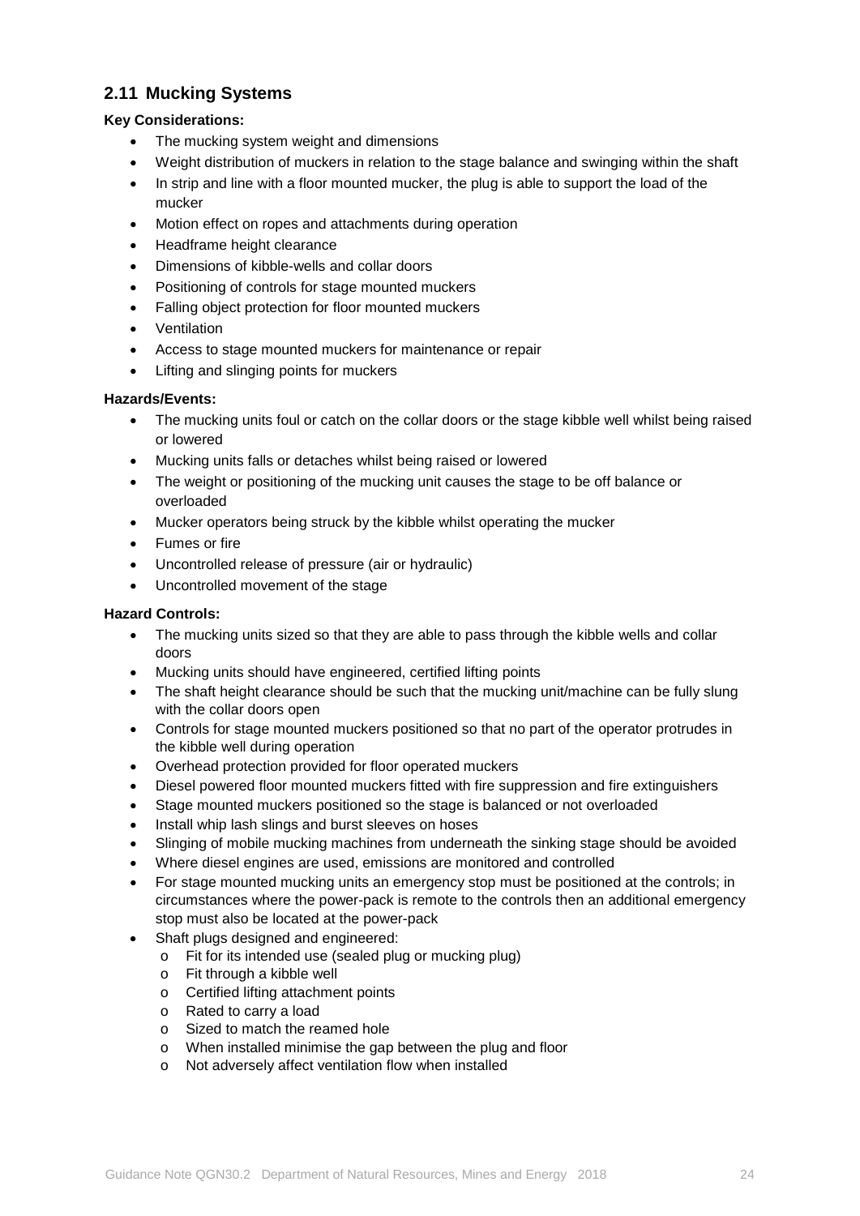## 2.11 Mucking Systems

**Key Considerations:**

- The mucking system weight and dimensions
- Weight distribution of muckers in relation to the stage balance and swinging within the shaft
- In strip and line with a floor mounted mucker, the plug is able to support the load of the mucker
- Motion effect on ropes and attachments during operation
- Headframe height clearance
- Dimensions of kibble-wells and collar doors
- Positioning of controls for stage mounted muckers
- Falling object protection for floor mounted muckers
- Ventilation
- Access to stage mounted muckers for maintenance or repair
- Lifting and slinging points for muckers

**Hazards/Events:**

- The mucking units foul or catch on the collar doors or the stage kibble well whilst being raised or lowered
- Mucking units falls or detaches whilst being raised or lowered
- The weight or positioning of the mucking unit causes the stage to be off balance or overloaded
- Mucker operators being struck by the kibble whilst operating the mucker
- Fumes or fire
- Uncontrolled release of pressure (air or hydraulic)
- Uncontrolled movement of the stage

**Hazard Controls:**

- The mucking units sized so that they are able to pass through the kibble wells and collar doors
- Mucking units should have engineered, certified lifting points
- The shaft height clearance should be such that the mucking unit/machine can be fully slung with the collar doors open
- Controls for stage mounted muckers positioned so that no part of the operator protrudes in the kibble well during operation
- Overhead protection provided for floor operated muckers
- Diesel powered floor mounted muckers fitted with fire suppression and fire extinguishers
- Stage mounted muckers positioned so the stage is balanced or not overloaded
- Install whip lash slings and burst sleeves on hoses
- Slinging of mobile mucking machines from underneath the sinking stage should be avoided
- Where diesel engines are used, emissions are monitored and controlled
- For stage mounted mucking units an emergency stop must be positioned at the controls; in circumstances where the power-pack is remote to the controls then an additional emergency stop must also be located at the power-pack
- Shaft plugs designed and engineered:
    - Fit for its intended use (sealed plug or mucking plug)
    - Fit through a kibble well
    - Certified lifting attachment points
    - Rated to carry a load
    - Sized to match the reamed hole
    - When installed minimise the gap between the plug and floor
    - Not adversely affect ventilation flow when installed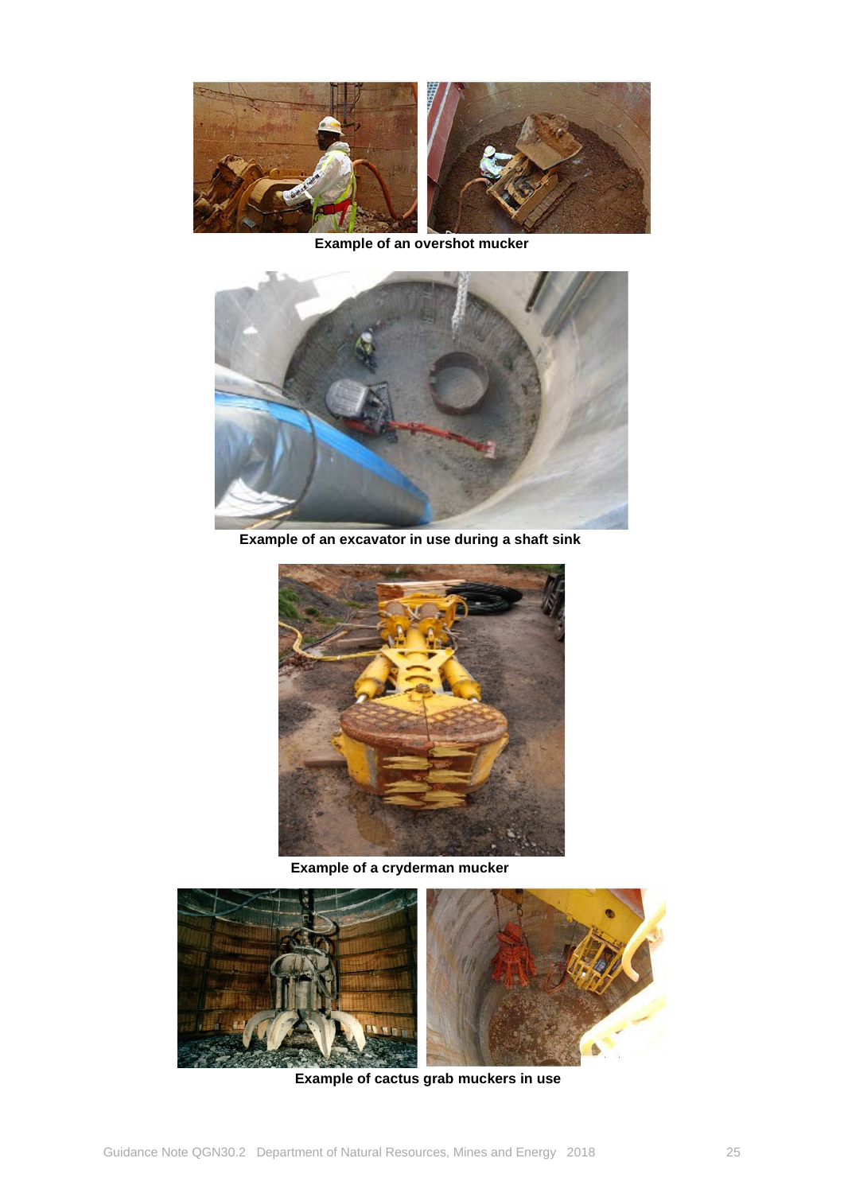Example of an overshot mucker

Example of an excavator in use during a shaft sink

Example of a cryderman mucker

Example of cactus grab muckers in use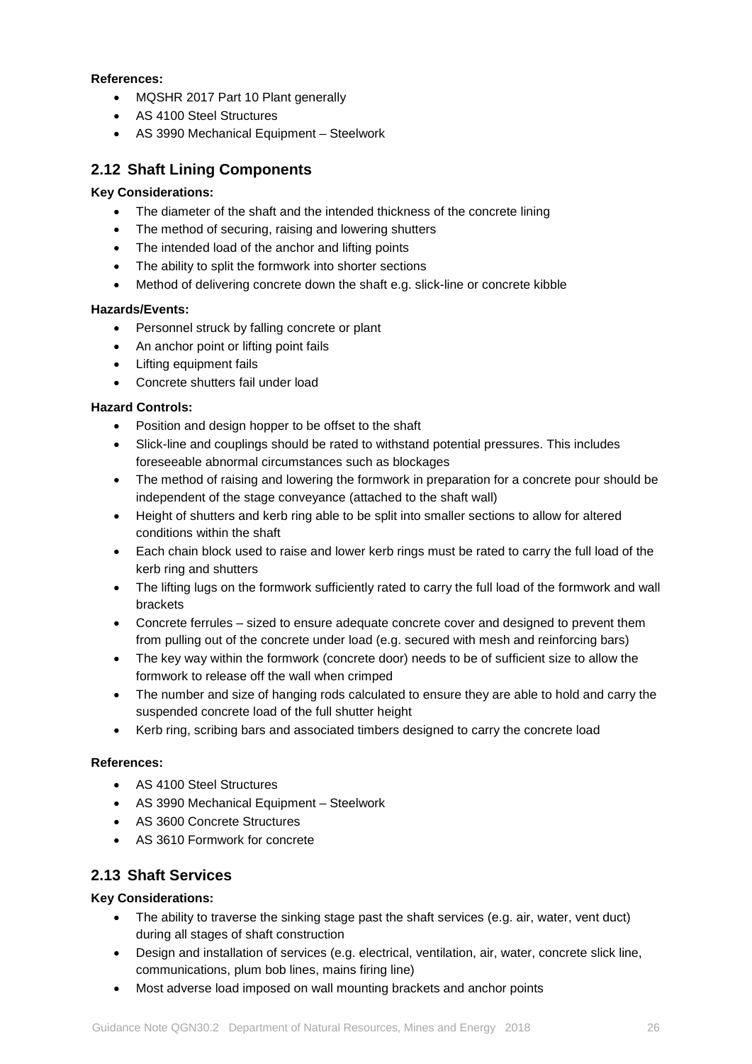**References:**

- MQSHR 2017 Part 10 Plant generally
- AS 4100 Steel Structures
- AS 3990 Mechanical Equipment – Steelwork

## 2.12 Shaft Lining Components

**Key Considerations:**

- The diameter of the shaft and the intended thickness of the concrete lining
- The method of securing, raising and lowering shutters
- The intended load of the anchor and lifting points
- The ability to split the formwork into shorter sections
- Method of delivering concrete down the shaft e.g. slick-line or concrete kibble

**Hazards/Events:**

- Personnel struck by falling concrete or plant
- An anchor point or lifting point fails
- Lifting equipment fails
- Concrete shutters fail under load

**Hazard Controls:**

- Position and design hopper to be offset to the shaft
- Slick-line and couplings should be rated to withstand potential pressures. This includes foreseeable abnormal circumstances such as blockages
- The method of raising and lowering the formwork in preparation for a concrete pour should be independent of the stage conveyance (attached to the shaft wall)
- Height of shutters and kerb ring able to be split into smaller sections to allow for altered conditions within the shaft
- Each chain block used to raise and lower kerb rings must be rated to carry the full load of the kerb ring and shutters
- The lifting lugs on the formwork sufficiently rated to carry the full load of the formwork and wall brackets
- Concrete ferrules – sized to ensure adequate concrete cover and designed to prevent them from pulling out of the concrete under load (e.g. secured with mesh and reinforcing bars)
- The key way within the formwork (concrete door) needs to be of sufficient size to allow the formwork to release off the wall when crimped
- The number and size of hanging rods calculated to ensure they are able to hold and carry the suspended concrete load of the full shutter height
- Kerb ring, scribing bars and associated timbers designed to carry the concrete load

**References:**

- AS 4100 Steel Structures
- AS 3990 Mechanical Equipment – Steelwork
- AS 3600 Concrete Structures
- AS 3610 Formwork for concrete

## 2.13 Shaft Services

**Key Considerations:**

- The ability to traverse the sinking stage past the shaft services (e.g. air, water, vent duct) during all stages of shaft construction
- Design and installation of services (e.g. electrical, ventilation, air, water, concrete slick line, communications, plum bob lines, mains firing line)
- Most adverse load imposed on wall mounting brackets and anchor points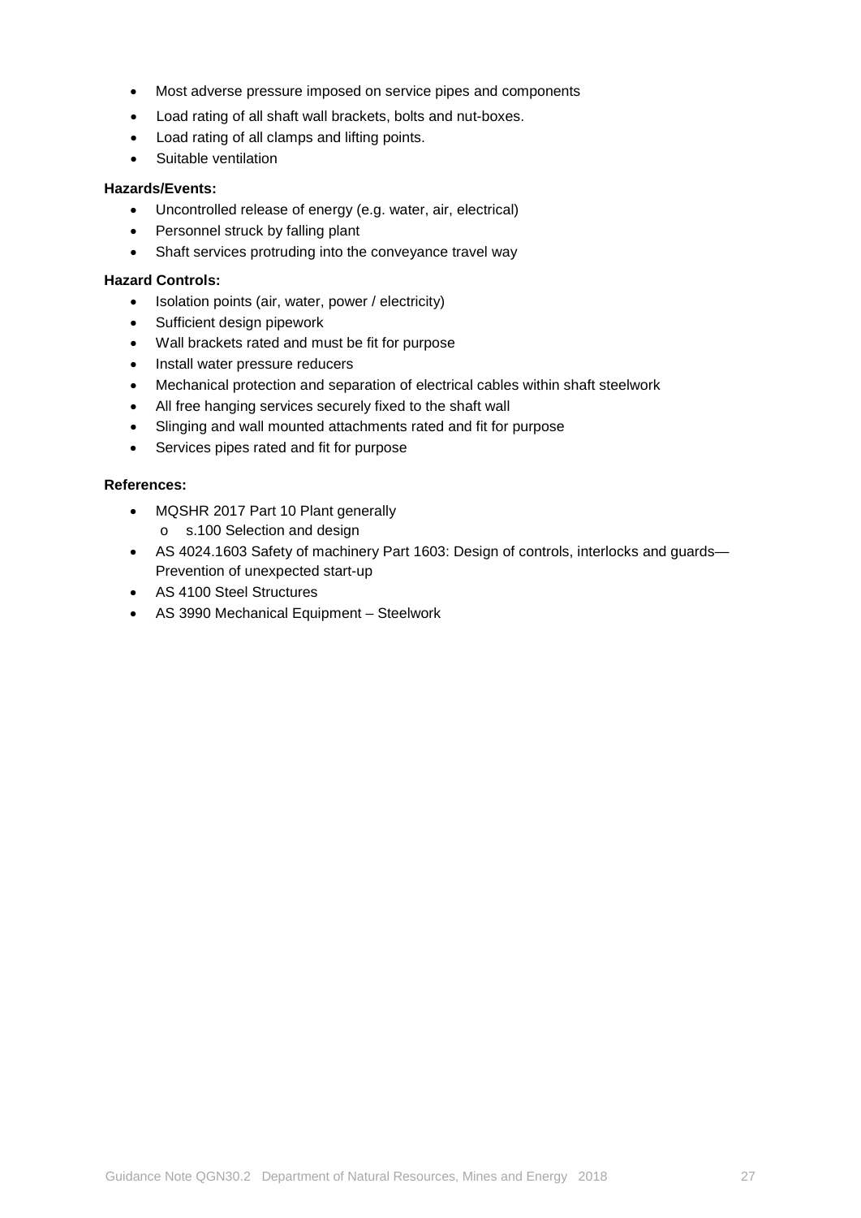- Most adverse pressure imposed on service pipes and components
- Load rating of all shaft wall brackets, bolts and nut-boxes.
- Load rating of all clamps and lifting points.
- Suitable ventilation

**Hazards/Events:**

- Uncontrolled release of energy (e.g. water, air, electrical)
- Personnel struck by falling plant
- Shaft services protruding into the conveyance travel way

**Hazard Controls:**

- Isolation points (air, water, power / electricity)
- Sufficient design pipework
- Wall brackets rated and must be fit for purpose
- Install water pressure reducers
- Mechanical protection and separation of electrical cables within shaft steelwork
- All free hanging services securely fixed to the shaft wall
- Slinging and wall mounted attachments rated and fit for purpose
- Services pipes rated and fit for purpose

**References:**

- MQSHR 2017 Part 10 Plant generally
  - s.100 Selection and design
- AS 4024.1603 Safety of machinery Part 1603: Design of controls, interlocks and guards—Prevention of unexpected start-up
- AS 4100 Steel Structures
- AS 3990 Mechanical Equipment – Steelwork